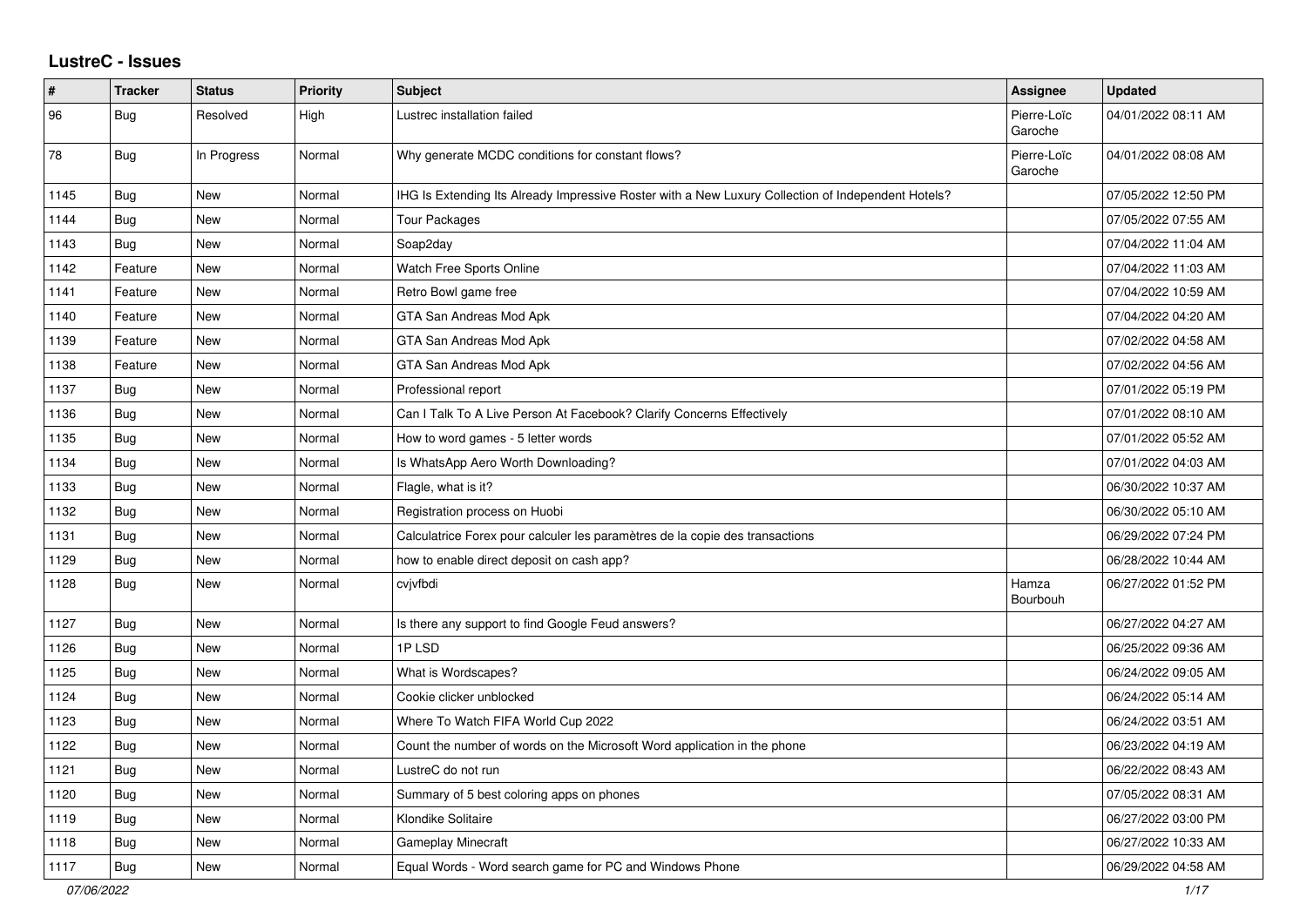# LustreC - Issues

| # | Tracker | Status | Priority | Subject | Assignee | Updated |
|---|---|---|---|---|---|---|
| 96 | Bug | Resolved | High | Lustrec installation failed | Pierre-Loïc Garoche | 04/01/2022 08:11 AM |
| 78 | Bug | In Progress | Normal | Why generate MCDC conditions for constant flows? | Pierre-Loïc Garoche | 04/01/2022 08:08 AM |
| 1145 | Bug | New | Normal | IHG Is Extending Its Already Impressive Roster with a New Luxury Collection of Independent Hotels? | | 07/05/2022 12:50 PM |
| 1144 | Bug | New | Normal | Tour Packages | | 07/05/2022 07:55 AM |
| 1143 | Bug | New | Normal | Soap2day | | 07/04/2022 11:04 AM |
| 1142 | Feature | New | Normal | Watch Free Sports Online | | 07/04/2022 11:03 AM |
| 1141 | Feature | New | Normal | Retro Bowl game free | | 07/04/2022 10:59 AM |
| 1140 | Feature | New | Normal | GTA San Andreas Mod Apk | | 07/04/2022 04:20 AM |
| 1139 | Feature | New | Normal | GTA San Andreas Mod Apk | | 07/02/2022 04:58 AM |
| 1138 | Feature | New | Normal | GTA San Andreas Mod Apk | | 07/02/2022 04:56 AM |
| 1137 | Bug | New | Normal | Professional report | | 07/01/2022 05:19 PM |
| 1136 | Bug | New | Normal | Can I Talk To A Live Person At Facebook? Clarify Concerns Effectively | | 07/01/2022 08:10 AM |
| 1135 | Bug | New | Normal | How to word games - 5 letter words | | 07/01/2022 05:52 AM |
| 1134 | Bug | New | Normal | Is WhatsApp Aero Worth Downloading? | | 07/01/2022 04:03 AM |
| 1133 | Bug | New | Normal | Flagle, what is it? | | 06/30/2022 10:37 AM |
| 1132 | Bug | New | Normal | Registration process on Huobi | | 06/30/2022 05:10 AM |
| 1131 | Bug | New | Normal | Calculatrice Forex pour calculer les paramètres de la copie des transactions | | 06/29/2022 07:24 PM |
| 1129 | Bug | New | Normal | how to enable direct deposit on cash app? | | 06/28/2022 10:44 AM |
| 1128 | Bug | New | Normal | cvjvfbdi | Hamza Bourbouh | 06/27/2022 01:52 PM |
| 1127 | Bug | New | Normal | Is there any support to find Google Feud answers? | | 06/27/2022 04:27 AM |
| 1126 | Bug | New | Normal | 1P LSD | | 06/25/2022 09:36 AM |
| 1125 | Bug | New | Normal | What is Wordscapes? | | 06/24/2022 09:05 AM |
| 1124 | Bug | New | Normal | Cookie clicker unblocked | | 06/24/2022 05:14 AM |
| 1123 | Bug | New | Normal | Where To Watch FIFA World Cup 2022 | | 06/24/2022 03:51 AM |
| 1122 | Bug | New | Normal | Count the number of words on the Microsoft Word application in the phone | | 06/23/2022 04:19 AM |
| 1121 | Bug | New | Normal | LustreC do not run | | 06/22/2022 08:43 AM |
| 1120 | Bug | New | Normal | Summary of 5 best coloring apps on phones | | 07/05/2022 08:31 AM |
| 1119 | Bug | New | Normal | Klondike Solitaire | | 06/27/2022 03:00 PM |
| 1118 | Bug | New | Normal | Gameplay Minecraft | | 06/27/2022 10:33 AM |
| 1117 | Bug | New | Normal | Equal Words - Word search game for PC and Windows Phone | | 06/29/2022 04:58 AM |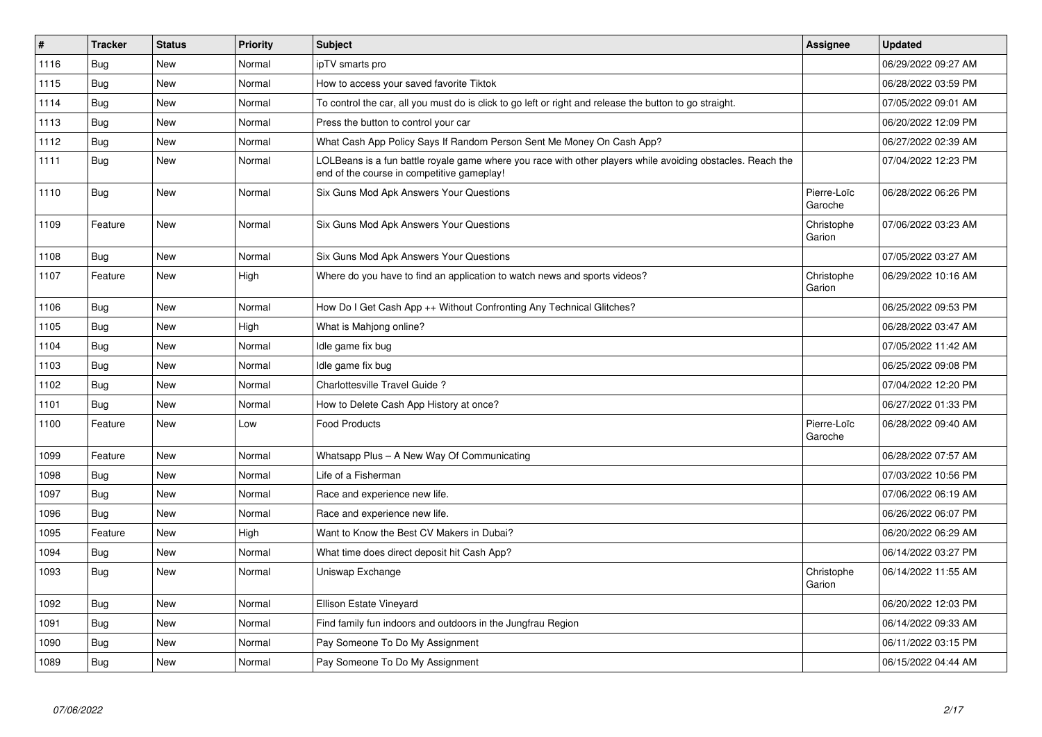| # | Tracker | Status | Priority | Subject | Assignee | Updated |
|---|---|---|---|---|---|---|
| 1116 | Bug | New | Normal | ipTV smarts pro | | 06/29/2022 09:27 AM |
| 1115 | Bug | New | Normal | How to access your saved favorite Tiktok | | 06/28/2022 03:59 PM |
| 1114 | Bug | New | Normal | To control the car, all you must do is click to go left or right and release the button to go straight. | | 07/05/2022 09:01 AM |
| 1113 | Bug | New | Normal | Press the button to control your car | | 06/20/2022 12:09 PM |
| 1112 | Bug | New | Normal | What Cash App Policy Says If Random Person Sent Me Money On Cash App? | | 06/27/2022 02:39 AM |
| 1111 | Bug | New | Normal | LOLBeans is a fun battle royale game where you race with other players while avoiding obstacles. Reach the end of the course in competitive gameplay! | | 07/04/2022 12:23 PM |
| 1110 | Bug | New | Normal | Six Guns Mod Apk Answers Your Questions | Pierre-Loïc Garoche | 06/28/2022 06:26 PM |
| 1109 | Feature | New | Normal | Six Guns Mod Apk Answers Your Questions | Christophe Garion | 07/06/2022 03:23 AM |
| 1108 | Bug | New | Normal | Six Guns Mod Apk Answers Your Questions | | 07/05/2022 03:27 AM |
| 1107 | Feature | New | High | Where do you have to find an application to watch news and sports videos? | Christophe Garion | 06/29/2022 10:16 AM |
| 1106 | Bug | New | Normal | How Do I Get Cash App ++ Without Confronting Any Technical Glitches? | | 06/25/2022 09:53 PM |
| 1105 | Bug | New | High | What is Mahjong online? | | 06/28/2022 03:47 AM |
| 1104 | Bug | New | Normal | Idle game fix bug | | 07/05/2022 11:42 AM |
| 1103 | Bug | New | Normal | Idle game fix bug | | 06/25/2022 09:08 PM |
| 1102 | Bug | New | Normal | Charlottesville Travel Guide ? | | 07/04/2022 12:20 PM |
| 1101 | Bug | New | Normal | How to Delete Cash App History at once? | | 06/27/2022 01:33 PM |
| 1100 | Feature | New | Low | Food Products | Pierre-Loïc Garoche | 06/28/2022 09:40 AM |
| 1099 | Feature | New | Normal | Whatsapp Plus – A New Way Of Communicating | | 06/28/2022 07:57 AM |
| 1098 | Bug | New | Normal | Life of a Fisherman | | 07/03/2022 10:56 PM |
| 1097 | Bug | New | Normal | Race and experience new life. | | 07/06/2022 06:19 AM |
| 1096 | Bug | New | Normal | Race and experience new life. | | 06/26/2022 06:07 PM |
| 1095 | Feature | New | High | Want to Know the Best CV Makers in Dubai? | | 06/20/2022 06:29 AM |
| 1094 | Bug | New | Normal | What time does direct deposit hit Cash App? | | 06/14/2022 03:27 PM |
| 1093 | Bug | New | Normal | Uniswap Exchange | Christophe Garion | 06/14/2022 11:55 AM |
| 1092 | Bug | New | Normal | Ellison Estate Vineyard | | 06/20/2022 12:03 PM |
| 1091 | Bug | New | Normal | Find family fun indoors and outdoors in the Jungfrau Region | | 06/14/2022 09:33 AM |
| 1090 | Bug | New | Normal | Pay Someone To Do My Assignment | | 06/11/2022 03:15 PM |
| 1089 | Bug | New | Normal | Pay Someone To Do My Assignment | | 06/15/2022 04:44 AM |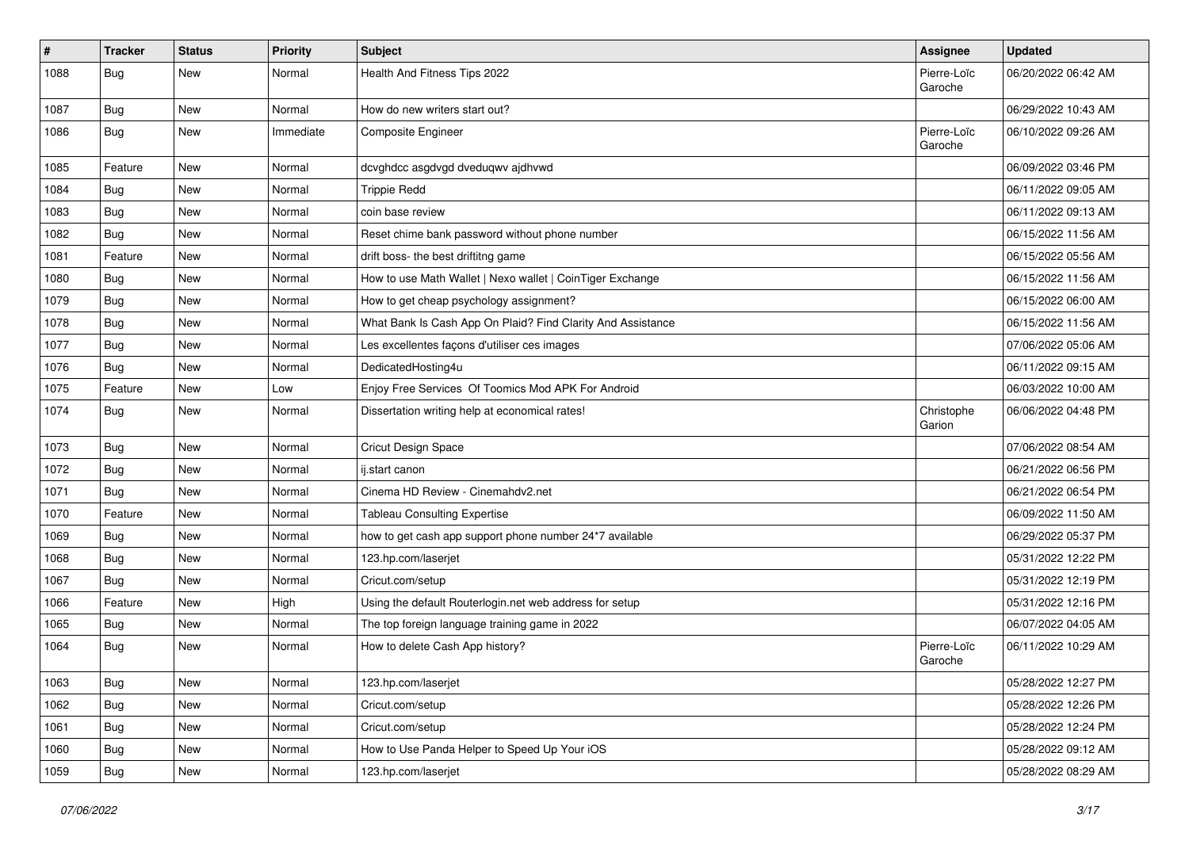| # | Tracker | Status | Priority | Subject | Assignee | Updated |
|---|---|---|---|---|---|---|
| 1088 | Bug | New | Normal | Health And Fitness Tips 2022 | Pierre-Loïc Garoche | 06/20/2022 06:42 AM |
| 1087 | Bug | New | Normal | How do new writers start out? | | 06/29/2022 10:43 AM |
| 1086 | Bug | New | Immediate | Composite Engineer | Pierre-Loïc Garoche | 06/10/2022 09:26 AM |
| 1085 | Feature | New | Normal | dcvghdcc asgdvgd dveduqwv ajdhvwd | | 06/09/2022 03:46 PM |
| 1084 | Bug | New | Normal | Trippie Redd | | 06/11/2022 09:05 AM |
| 1083 | Bug | New | Normal | coin base review | | 06/11/2022 09:13 AM |
| 1082 | Bug | New | Normal | Reset chime bank password without phone number | | 06/15/2022 11:56 AM |
| 1081 | Feature | New | Normal | drift boss- the best driftitng game | | 06/15/2022 05:56 AM |
| 1080 | Bug | New | Normal | How to use Math Wallet \| Nexo wallet \| CoinTiger Exchange | | 06/15/2022 11:56 AM |
| 1079 | Bug | New | Normal | How to get cheap psychology assignment? | | 06/15/2022 06:00 AM |
| 1078 | Bug | New | Normal | What Bank Is Cash App On Plaid? Find Clarity And Assistance | | 06/15/2022 11:56 AM |
| 1077 | Bug | New | Normal | Les excellentes façons d'utiliser ces images | | 07/06/2022 05:06 AM |
| 1076 | Bug | New | Normal | DedicatedHosting4u | | 06/11/2022 09:15 AM |
| 1075 | Feature | New | Low | Enjoy Free Services Of Toomics Mod APK For Android | | 06/03/2022 10:00 AM |
| 1074 | Bug | New | Normal | Dissertation writing help at economical rates! | Christophe Garion | 06/06/2022 04:48 PM |
| 1073 | Bug | New | Normal | Cricut Design Space | | 07/06/2022 08:54 AM |
| 1072 | Bug | New | Normal | ij.start canon | | 06/21/2022 06:56 PM |
| 1071 | Bug | New | Normal | Cinema HD Review - Cinemahdv2.net | | 06/21/2022 06:54 PM |
| 1070 | Feature | New | Normal | Tableau Consulting Expertise | | 06/09/2022 11:50 AM |
| 1069 | Bug | New | Normal | how to get cash app support phone number 24*7 available | | 06/29/2022 05:37 PM |
| 1068 | Bug | New | Normal | 123.hp.com/laserjet | | 05/31/2022 12:22 PM |
| 1067 | Bug | New | Normal | Cricut.com/setup | | 05/31/2022 12:19 PM |
| 1066 | Feature | New | High | Using the default Routerlogin.net web address for setup | | 05/31/2022 12:16 PM |
| 1065 | Bug | New | Normal | The top foreign language training game in 2022 | | 06/07/2022 04:05 AM |
| 1064 | Bug | New | Normal | How to delete Cash App history? | Pierre-Loïc Garoche | 06/11/2022 10:29 AM |
| 1063 | Bug | New | Normal | 123.hp.com/laserjet | | 05/28/2022 12:27 PM |
| 1062 | Bug | New | Normal | Cricut.com/setup | | 05/28/2022 12:26 PM |
| 1061 | Bug | New | Normal | Cricut.com/setup | | 05/28/2022 12:24 PM |
| 1060 | Bug | New | Normal | How to Use Panda Helper to Speed Up Your iOS | | 05/28/2022 09:12 AM |
| 1059 | Bug | New | Normal | 123.hp.com/laserjet | | 05/28/2022 08:29 AM |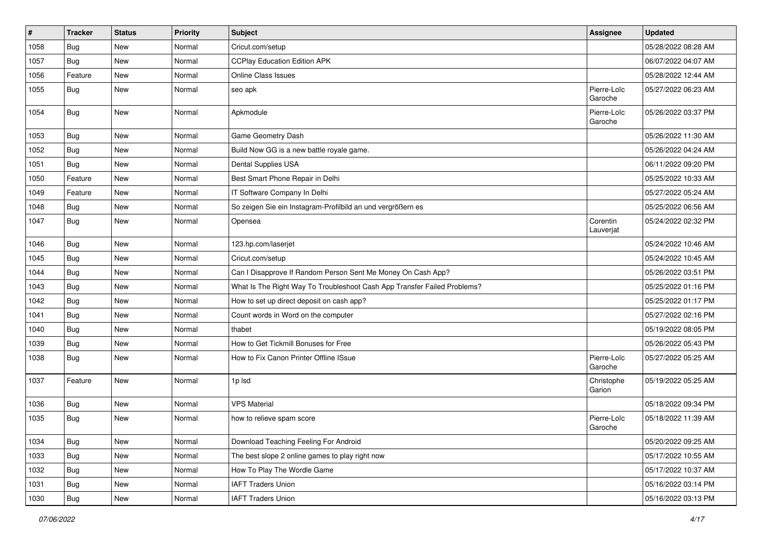| # | Tracker | Status | Priority | Subject | Assignee | Updated |
|---|---|---|---|---|---|---|
| 1058 | Bug | New | Normal | Cricut.com/setup | | 05/28/2022 08:28 AM |
| 1057 | Bug | New | Normal | CCPlay Education Edition APK | | 06/07/2022 04:07 AM |
| 1056 | Feature | New | Normal | Online Class Issues | | 05/28/2022 12:44 AM |
| 1055 | Bug | New | Normal | seo apk | Pierre-Loïc Garoche | 05/27/2022 06:23 AM |
| 1054 | Bug | New | Normal | Apkmodule | Pierre-Loïc Garoche | 05/26/2022 03:37 PM |
| 1053 | Bug | New | Normal | Game Geometry Dash | | 05/26/2022 11:30 AM |
| 1052 | Bug | New | Normal | Build Now GG is a new battle royale game. | | 05/26/2022 04:24 AM |
| 1051 | Bug | New | Normal | Dental Supplies USA | | 06/11/2022 09:20 PM |
| 1050 | Feature | New | Normal | Best Smart Phone Repair in Delhi | | 05/25/2022 10:33 AM |
| 1049 | Feature | New | Normal | IT Software Company In Delhi | | 05/27/2022 05:24 AM |
| 1048 | Bug | New | Normal | So zeigen Sie ein Instagram-Profilbild an und vergrößern es | | 05/25/2022 06:56 AM |
| 1047 | Bug | New | Normal | Opensea | Corentin Lauverjat | 05/24/2022 02:32 PM |
| 1046 | Bug | New | Normal | 123.hp.com/laserjet | | 05/24/2022 10:46 AM |
| 1045 | Bug | New | Normal | Cricut.com/setup | | 05/24/2022 10:45 AM |
| 1044 | Bug | New | Normal | Can I Disapprove If Random Person Sent Me Money On Cash App? | | 05/26/2022 03:51 PM |
| 1043 | Bug | New | Normal | What Is The Right Way To Troubleshoot Cash App Transfer Failed Problems? | | 05/25/2022 01:16 PM |
| 1042 | Bug | New | Normal | How to set up direct deposit on cash app? | | 05/25/2022 01:17 PM |
| 1041 | Bug | New | Normal | Count words in Word on the computer | | 05/27/2022 02:16 PM |
| 1040 | Bug | New | Normal | thabet | | 05/19/2022 08:05 PM |
| 1039 | Bug | New | Normal | How to Get Tickmill Bonuses for Free | | 05/26/2022 05:43 PM |
| 1038 | Bug | New | Normal | How to Fix Canon Printer Offline ISsue | Pierre-Loïc Garoche | 05/27/2022 05:25 AM |
| 1037 | Feature | New | Normal | 1p lsd | Christophe Garion | 05/19/2022 05:25 AM |
| 1036 | Bug | New | Normal | VPS Material | | 05/18/2022 09:34 PM |
| 1035 | Bug | New | Normal | how to relieve spam score | Pierre-Loïc Garoche | 05/18/2022 11:39 AM |
| 1034 | Bug | New | Normal | Download Teaching Feeling For Android | | 05/20/2022 09:25 AM |
| 1033 | Bug | New | Normal | The best slope 2 online games to play right now | | 05/17/2022 10:55 AM |
| 1032 | Bug | New | Normal | How To Play The Wordle Game | | 05/17/2022 10:37 AM |
| 1031 | Bug | New | Normal | IAFT Traders Union | | 05/16/2022 03:14 PM |
| 1030 | Bug | New | Normal | IAFT Traders Union | | 05/16/2022 03:13 PM |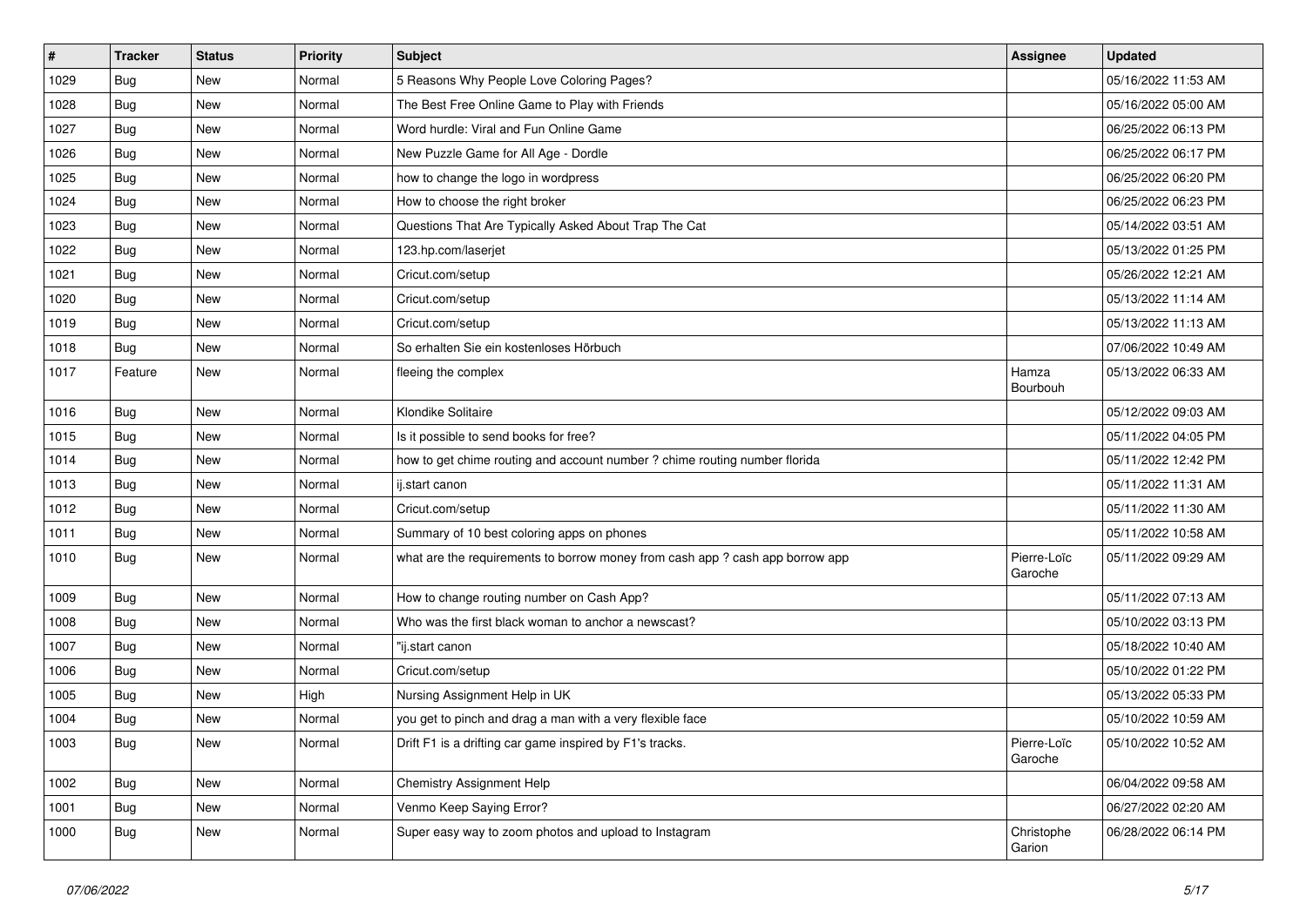| # | Tracker | Status | Priority | Subject | Assignee | Updated |
|---|---|---|---|---|---|---|
| 1029 | Bug | New | Normal | 5 Reasons Why People Love Coloring Pages? | | 05/16/2022 11:53 AM |
| 1028 | Bug | New | Normal | The Best Free Online Game to Play with Friends | | 05/16/2022 05:00 AM |
| 1027 | Bug | New | Normal | Word hurdle: Viral and Fun Online Game | | 06/25/2022 06:13 PM |
| 1026 | Bug | New | Normal | New Puzzle Game for All Age - Dordle | | 06/25/2022 06:17 PM |
| 1025 | Bug | New | Normal | how to change the logo in wordpress | | 06/25/2022 06:20 PM |
| 1024 | Bug | New | Normal | How to choose the right broker | | 06/25/2022 06:23 PM |
| 1023 | Bug | New | Normal | Questions That Are Typically Asked About Trap The Cat | | 05/14/2022 03:51 AM |
| 1022 | Bug | New | Normal | 123.hp.com/laserjet | | 05/13/2022 01:25 PM |
| 1021 | Bug | New | Normal | Cricut.com/setup | | 05/26/2022 12:21 AM |
| 1020 | Bug | New | Normal | Cricut.com/setup | | 05/13/2022 11:14 AM |
| 1019 | Bug | New | Normal | Cricut.com/setup | | 05/13/2022 11:13 AM |
| 1018 | Bug | New | Normal | So erhalten Sie ein kostenloses Hörbuch | | 07/06/2022 10:49 AM |
| 1017 | Feature | New | Normal | fleeing the complex | Hamza Bourbouh | 05/13/2022 06:33 AM |
| 1016 | Bug | New | Normal | Klondike Solitaire | | 05/12/2022 09:03 AM |
| 1015 | Bug | New | Normal | Is it possible to send books for free? | | 05/11/2022 04:05 PM |
| 1014 | Bug | New | Normal | how to get chime routing and account number ? chime routing number florida | | 05/11/2022 12:42 PM |
| 1013 | Bug | New | Normal | ij.start canon | | 05/11/2022 11:31 AM |
| 1012 | Bug | New | Normal | Cricut.com/setup | | 05/11/2022 11:30 AM |
| 1011 | Bug | New | Normal | Summary of 10 best coloring apps on phones | | 05/11/2022 10:58 AM |
| 1010 | Bug | New | Normal | what are the requirements to borrow money from cash app ? cash app borrow app | Pierre-Loïc Garoche | 05/11/2022 09:29 AM |
| 1009 | Bug | New | Normal | How to change routing number on Cash App? | | 05/11/2022 07:13 AM |
| 1008 | Bug | New | Normal | Who was the first black woman to anchor a newscast? | | 05/10/2022 03:13 PM |
| 1007 | Bug | New | Normal | "ij.start canon | | 05/18/2022 10:40 AM |
| 1006 | Bug | New | Normal | Cricut.com/setup | | 05/10/2022 01:22 PM |
| 1005 | Bug | New | High | Nursing Assignment Help in UK | | 05/13/2022 05:33 PM |
| 1004 | Bug | New | Normal | you get to pinch and drag a man with a very flexible face | | 05/10/2022 10:59 AM |
| 1003 | Bug | New | Normal | Drift F1 is a drifting car game inspired by F1's tracks. | Pierre-Loïc Garoche | 05/10/2022 10:52 AM |
| 1002 | Bug | New | Normal | Chemistry Assignment Help | | 06/04/2022 09:58 AM |
| 1001 | Bug | New | Normal | Venmo Keep Saying Error? | | 06/27/2022 02:20 AM |
| 1000 | Bug | New | Normal | Super easy way to zoom photos and upload to Instagram | Christophe Garion | 06/28/2022 06:14 PM |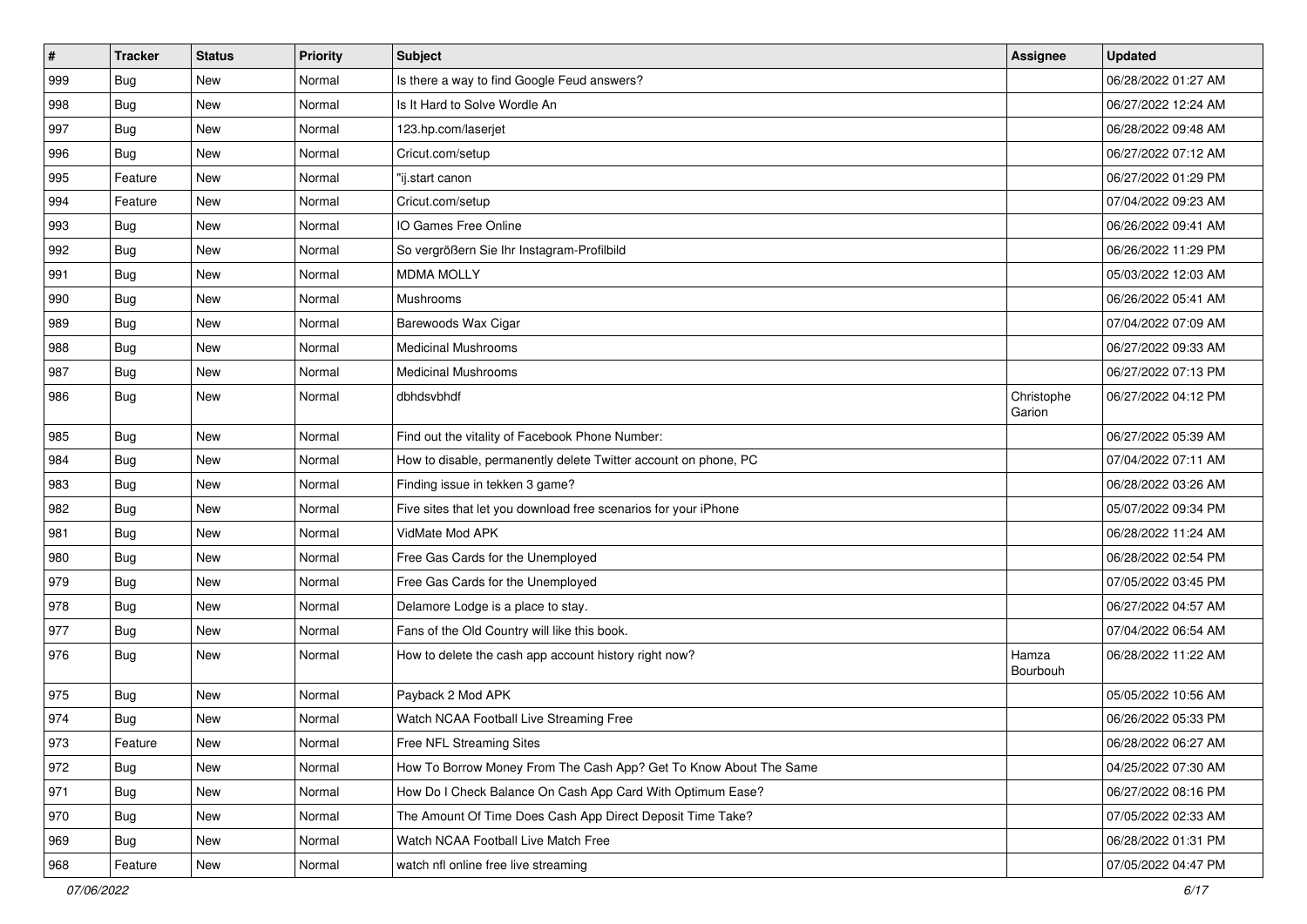| # | Tracker | Status | Priority | Subject | Assignee | Updated |
|---|---|---|---|---|---|---|
| 999 | Bug | New | Normal | Is there a way to find Google Feud answers? | | 06/28/2022 01:27 AM |
| 998 | Bug | New | Normal | Is It Hard to Solve Wordle An | | 06/27/2022 12:24 AM |
| 997 | Bug | New | Normal | 123.hp.com/laserjet | | 06/28/2022 09:48 AM |
| 996 | Bug | New | Normal | Cricut.com/setup | | 06/27/2022 07:12 AM |
| 995 | Feature | New | Normal | "ij.start canon | | 06/27/2022 01:29 PM |
| 994 | Feature | New | Normal | Cricut.com/setup | | 07/04/2022 09:23 AM |
| 993 | Bug | New | Normal | IO Games Free Online | | 06/26/2022 09:41 AM |
| 992 | Bug | New | Normal | So vergrößern Sie Ihr Instagram-Profilbild | | 06/26/2022 11:29 PM |
| 991 | Bug | New | Normal | MDMA MOLLY | | 05/03/2022 12:03 AM |
| 990 | Bug | New | Normal | Mushrooms | | 06/26/2022 05:41 AM |
| 989 | Bug | New | Normal | Barewoods Wax Cigar | | 07/04/2022 07:09 AM |
| 988 | Bug | New | Normal | Medicinal Mushrooms | | 06/27/2022 09:33 AM |
| 987 | Bug | New | Normal | Medicinal Mushrooms | | 06/27/2022 07:13 PM |
| 986 | Bug | New | Normal | dbhdsvbhdf | Christophe Garion | 06/27/2022 04:12 PM |
| 985 | Bug | New | Normal | Find out the vitality of Facebook Phone Number: | | 06/27/2022 05:39 AM |
| 984 | Bug | New | Normal | How to disable, permanently delete Twitter account on phone, PC | | 07/04/2022 07:11 AM |
| 983 | Bug | New | Normal | Finding issue in tekken 3 game? | | 06/28/2022 03:26 AM |
| 982 | Bug | New | Normal | Five sites that let you download free scenarios for your iPhone | | 05/07/2022 09:34 PM |
| 981 | Bug | New | Normal | VidMate Mod APK | | 06/28/2022 11:24 AM |
| 980 | Bug | New | Normal | Free Gas Cards for the Unemployed | | 06/28/2022 02:54 PM |
| 979 | Bug | New | Normal | Free Gas Cards for the Unemployed | | 07/05/2022 03:45 PM |
| 978 | Bug | New | Normal | Delamore Lodge is a place to stay. | | 06/27/2022 04:57 AM |
| 977 | Bug | New | Normal | Fans of the Old Country will like this book. | | 07/04/2022 06:54 AM |
| 976 | Bug | New | Normal | How to delete the cash app account history right now? | Hamza Bourbouh | 06/28/2022 11:22 AM |
| 975 | Bug | New | Normal | Payback 2 Mod APK | | 05/05/2022 10:56 AM |
| 974 | Bug | New | Normal | Watch NCAA Football Live Streaming Free | | 06/26/2022 05:33 PM |
| 973 | Feature | New | Normal | Free NFL Streaming Sites | | 06/28/2022 06:27 AM |
| 972 | Bug | New | Normal | How To Borrow Money From The Cash App? Get To Know About The Same | | 04/25/2022 07:30 AM |
| 971 | Bug | New | Normal | How Do I Check Balance On Cash App Card With Optimum Ease? | | 06/27/2022 08:16 PM |
| 970 | Bug | New | Normal | The Amount Of Time Does Cash App Direct Deposit Time Take? | | 07/05/2022 02:33 AM |
| 969 | Bug | New | Normal | Watch NCAA Football Live Match Free | | 06/28/2022 01:31 PM |
| 968 | Feature | New | Normal | watch nfl online free live streaming | | 07/05/2022 04:47 PM |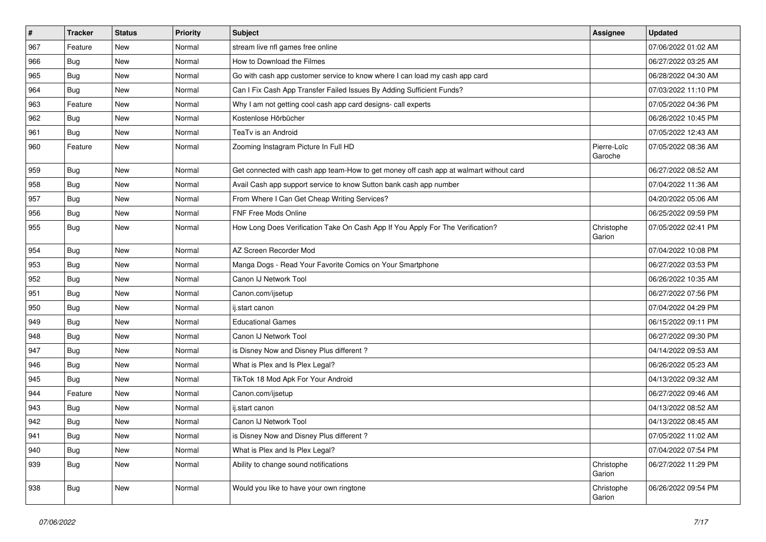| # | Tracker | Status | Priority | Subject | Assignee | Updated |
|---|---|---|---|---|---|---|
| 967 | Feature | New | Normal | stream live nfl games free online | | 07/06/2022 01:02 AM |
| 966 | Bug | New | Normal | How to Download the Filmes | | 06/27/2022 03:25 AM |
| 965 | Bug | New | Normal | Go with cash app customer service to know where I can load my cash app card | | 06/28/2022 04:30 AM |
| 964 | Bug | New | Normal | Can I Fix Cash App Transfer Failed Issues By Adding Sufficient Funds? | | 07/03/2022 11:10 PM |
| 963 | Feature | New | Normal | Why I am not getting cool cash app card designs- call experts | | 07/05/2022 04:36 PM |
| 962 | Bug | New | Normal | Kostenlose Hörbücher | | 06/26/2022 10:45 PM |
| 961 | Bug | New | Normal | TeaTv is an Android | | 07/05/2022 12:43 AM |
| 960 | Feature | New | Normal | Zooming Instagram Picture In Full HD | Pierre-Loïc Garoche | 07/05/2022 08:36 AM |
| 959 | Bug | New | Normal | Get connected with cash app team-How to get money off cash app at walmart without card | | 06/27/2022 08:52 AM |
| 958 | Bug | New | Normal | Avail Cash app support service to know Sutton bank cash app number | | 07/04/2022 11:36 AM |
| 957 | Bug | New | Normal | From Where I Can Get Cheap Writing Services? | | 04/20/2022 05:06 AM |
| 956 | Bug | New | Normal | FNF Free Mods Online | | 06/25/2022 09:59 PM |
| 955 | Bug | New | Normal | How Long Does Verification Take On Cash App If You Apply For The Verification? | Christophe Garion | 07/05/2022 02:41 PM |
| 954 | Bug | New | Normal | AZ Screen Recorder Mod | | 07/04/2022 10:08 PM |
| 953 | Bug | New | Normal | Manga Dogs - Read Your Favorite Comics on Your Smartphone | | 06/27/2022 03:53 PM |
| 952 | Bug | New | Normal | Canon IJ Network Tool | | 06/26/2022 10:35 AM |
| 951 | Bug | New | Normal | Canon.com/ijsetup | | 06/27/2022 07:56 PM |
| 950 | Bug | New | Normal | ij.start canon | | 07/04/2022 04:29 PM |
| 949 | Bug | New | Normal | Educational Games | | 06/15/2022 09:11 PM |
| 948 | Bug | New | Normal | Canon IJ Network Tool | | 06/27/2022 09:30 PM |
| 947 | Bug | New | Normal | is Disney Now and Disney Plus different ? | | 04/14/2022 09:53 AM |
| 946 | Bug | New | Normal | What is Plex and Is Plex Legal? | | 06/26/2022 05:23 AM |
| 945 | Bug | New | Normal | TikTok 18 Mod Apk For Your Android | | 04/13/2022 09:32 AM |
| 944 | Feature | New | Normal | Canon.com/ijsetup | | 06/27/2022 09:46 AM |
| 943 | Bug | New | Normal | ij.start canon | | 04/13/2022 08:52 AM |
| 942 | Bug | New | Normal | Canon IJ Network Tool | | 04/13/2022 08:45 AM |
| 941 | Bug | New | Normal | is Disney Now and Disney Plus different ? | | 07/05/2022 11:02 AM |
| 940 | Bug | New | Normal | What is Plex and Is Plex Legal? | | 07/04/2022 07:54 PM |
| 939 | Bug | New | Normal | Ability to change sound notifications | Christophe Garion | 06/27/2022 11:29 PM |
| 938 | Bug | New | Normal | Would you like to have your own ringtone | Christophe Garion | 06/26/2022 09:54 PM |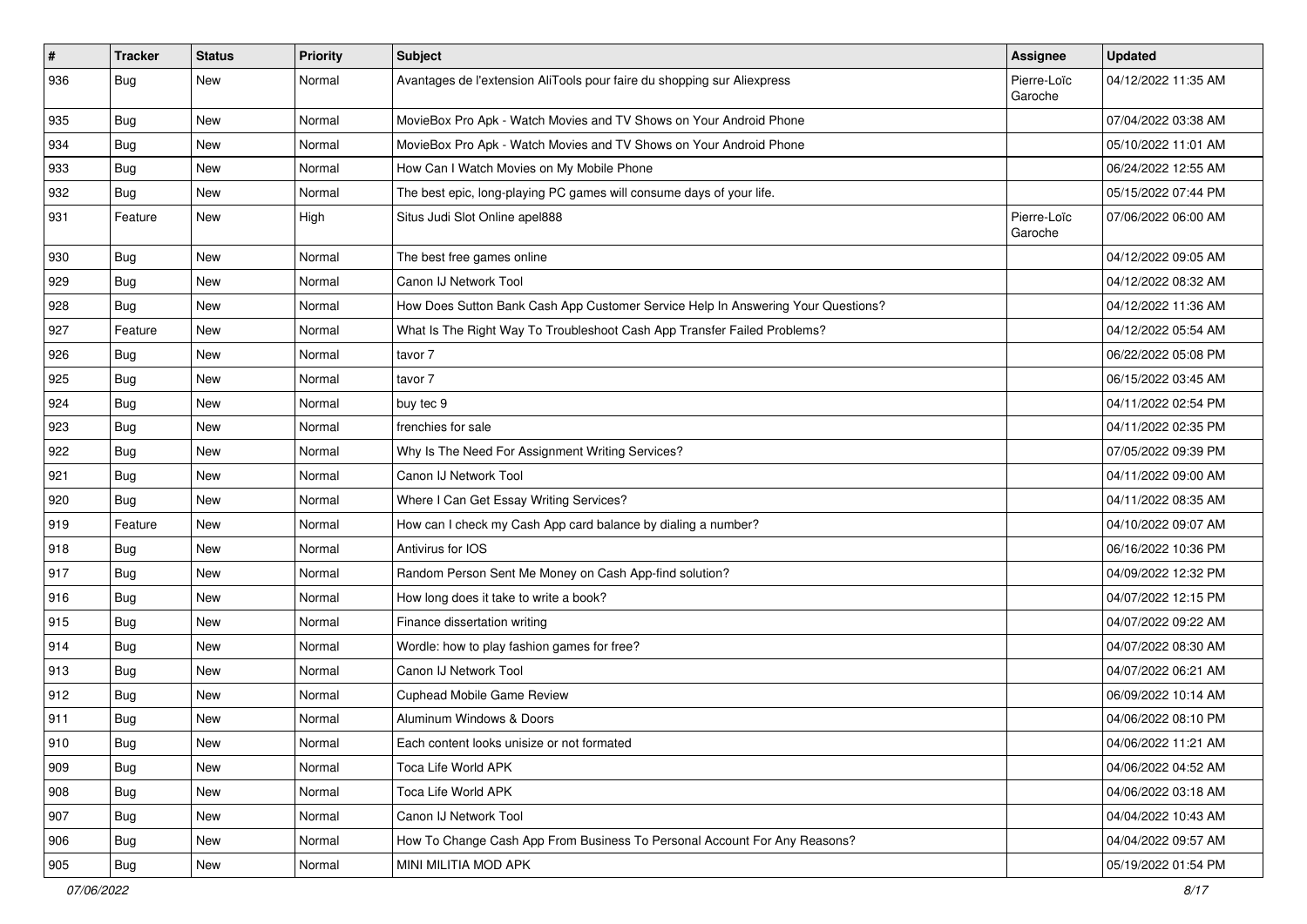| # | Tracker | Status | Priority | Subject | Assignee | Updated |
|---|---|---|---|---|---|---|
| 936 | Bug | New | Normal | Avantages de l'extension AliTools pour faire du shopping sur Aliexpress | Pierre-Loïc Garoche | 04/12/2022 11:35 AM |
| 935 | Bug | New | Normal | MovieBox Pro Apk - Watch Movies and TV Shows on Your Android Phone | | 07/04/2022 03:38 AM |
| 934 | Bug | New | Normal | MovieBox Pro Apk - Watch Movies and TV Shows on Your Android Phone | | 05/10/2022 11:01 AM |
| 933 | Bug | New | Normal | How Can I Watch Movies on My Mobile Phone | | 06/24/2022 12:55 AM |
| 932 | Bug | New | Normal | The best epic, long-playing PC games will consume days of your life. | | 05/15/2022 07:44 PM |
| 931 | Feature | New | High | Situs Judi Slot Online apel888 | Pierre-Loïc Garoche | 07/06/2022 06:00 AM |
| 930 | Bug | New | Normal | The best free games online | | 04/12/2022 09:05 AM |
| 929 | Bug | New | Normal | Canon IJ Network Tool | | 04/12/2022 08:32 AM |
| 928 | Bug | New | Normal | How Does Sutton Bank Cash App Customer Service Help In Answering Your Questions? | | 04/12/2022 11:36 AM |
| 927 | Feature | New | Normal | What Is The Right Way To Troubleshoot Cash App Transfer Failed Problems? | | 04/12/2022 05:54 AM |
| 926 | Bug | New | Normal | tavor 7 | | 06/22/2022 05:08 PM |
| 925 | Bug | New | Normal | tavor 7 | | 06/15/2022 03:45 AM |
| 924 | Bug | New | Normal | buy tec 9 | | 04/11/2022 02:54 PM |
| 923 | Bug | New | Normal | frenchies for sale | | 04/11/2022 02:35 PM |
| 922 | Bug | New | Normal | Why Is The Need For Assignment Writing Services? | | 07/05/2022 09:39 PM |
| 921 | Bug | New | Normal | Canon IJ Network Tool | | 04/11/2022 09:00 AM |
| 920 | Bug | New | Normal | Where I Can Get Essay Writing Services? | | 04/11/2022 08:35 AM |
| 919 | Feature | New | Normal | How can I check my Cash App card balance by dialing a number? | | 04/10/2022 09:07 AM |
| 918 | Bug | New | Normal | Antivirus for IOS | | 06/16/2022 10:36 PM |
| 917 | Bug | New | Normal | Random Person Sent Me Money on Cash App-find solution? | | 04/09/2022 12:32 PM |
| 916 | Bug | New | Normal | How long does it take to write a book? | | 04/07/2022 12:15 PM |
| 915 | Bug | New | Normal | Finance dissertation writing | | 04/07/2022 09:22 AM |
| 914 | Bug | New | Normal | Wordle: how to play fashion games for free? | | 04/07/2022 08:30 AM |
| 913 | Bug | New | Normal | Canon IJ Network Tool | | 04/07/2022 06:21 AM |
| 912 | Bug | New | Normal | Cuphead Mobile Game Review | | 06/09/2022 10:14 AM |
| 911 | Bug | New | Normal | Aluminum Windows & Doors | | 04/06/2022 08:10 PM |
| 910 | Bug | New | Normal | Each content looks unisize or not formated | | 04/06/2022 11:21 AM |
| 909 | Bug | New | Normal | Toca Life World APK | | 04/06/2022 04:52 AM |
| 908 | Bug | New | Normal | Toca Life World APK | | 04/06/2022 03:18 AM |
| 907 | Bug | New | Normal | Canon IJ Network Tool | | 04/04/2022 10:43 AM |
| 906 | Bug | New | Normal | How To Change Cash App From Business To Personal Account For Any Reasons? | | 04/04/2022 09:57 AM |
| 905 | Bug | New | Normal | MINI MILITIA MOD APK | | 05/19/2022 01:54 PM |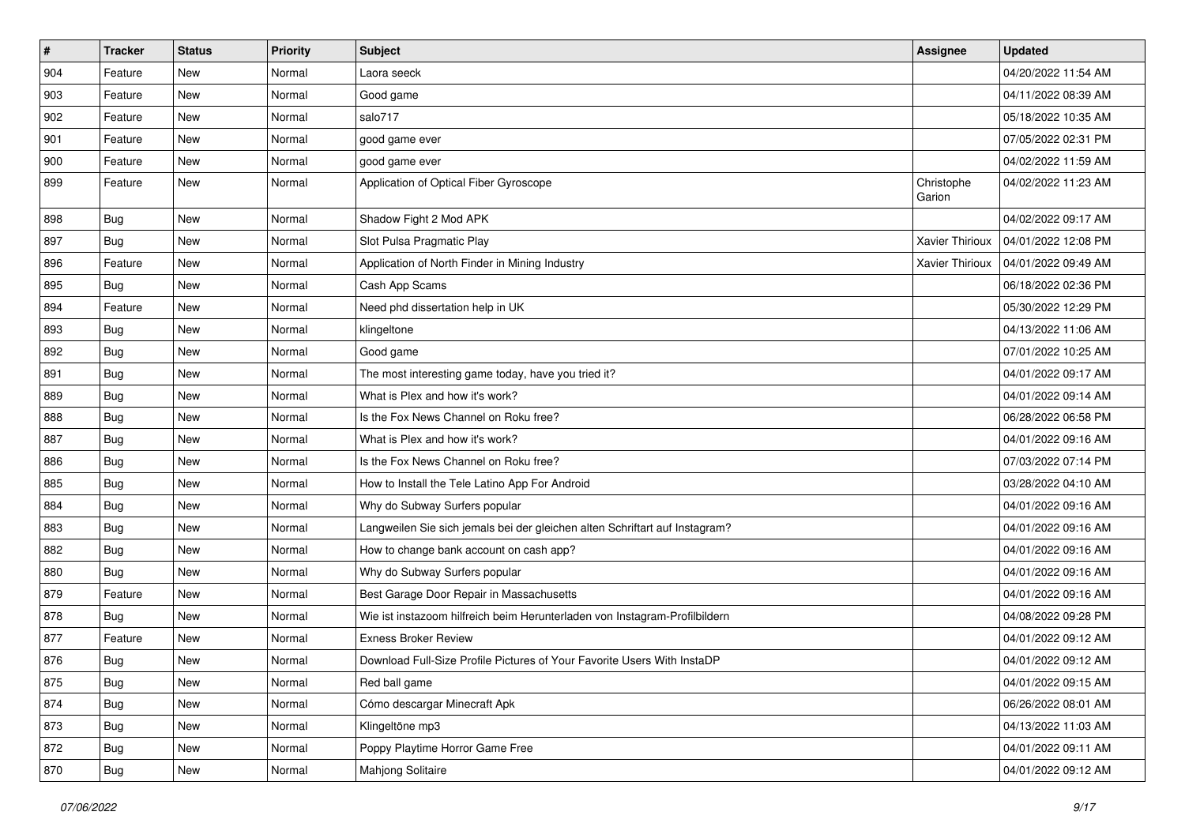| # | Tracker | Status | Priority | Subject | Assignee | Updated |
|---|---|---|---|---|---|---|
| 904 | Feature | New | Normal | Laora seeck | | 04/20/2022 11:54 AM |
| 903 | Feature | New | Normal | Good game | | 04/11/2022 08:39 AM |
| 902 | Feature | New | Normal | salo717 | | 05/18/2022 10:35 AM |
| 901 | Feature | New | Normal | good game ever | | 07/05/2022 02:31 PM |
| 900 | Feature | New | Normal | good game ever | | 04/02/2022 11:59 AM |
| 899 | Feature | New | Normal | Application of Optical Fiber Gyroscope | Christophe Garion | 04/02/2022 11:23 AM |
| 898 | Bug | New | Normal | Shadow Fight 2 Mod APK | | 04/02/2022 09:17 AM |
| 897 | Bug | New | Normal | Slot Pulsa Pragmatic Play | Xavier Thirioux | 04/01/2022 12:08 PM |
| 896 | Feature | New | Normal | Application of North Finder in Mining Industry | Xavier Thirioux | 04/01/2022 09:49 AM |
| 895 | Bug | New | Normal | Cash App Scams | | 06/18/2022 02:36 PM |
| 894 | Feature | New | Normal | Need phd dissertation help in UK | | 05/30/2022 12:29 PM |
| 893 | Bug | New | Normal | klingeltone | | 04/13/2022 11:06 AM |
| 892 | Bug | New | Normal | Good game | | 07/01/2022 10:25 AM |
| 891 | Bug | New | Normal | The most interesting game today, have you tried it? | | 04/01/2022 09:17 AM |
| 889 | Bug | New | Normal | What is Plex and how it's work? | | 04/01/2022 09:14 AM |
| 888 | Bug | New | Normal | Is the Fox News Channel on Roku free? | | 06/28/2022 06:58 PM |
| 887 | Bug | New | Normal | What is Plex and how it's work? | | 04/01/2022 09:16 AM |
| 886 | Bug | New | Normal | Is the Fox News Channel on Roku free? | | 07/03/2022 07:14 PM |
| 885 | Bug | New | Normal | How to Install the Tele Latino App For Android | | 03/28/2022 04:10 AM |
| 884 | Bug | New | Normal | Why do Subway Surfers popular | | 04/01/2022 09:16 AM |
| 883 | Bug | New | Normal | Langweilen Sie sich jemals bei der gleichen alten Schriftart auf Instagram? | | 04/01/2022 09:16 AM |
| 882 | Bug | New | Normal | How to change bank account on cash app? | | 04/01/2022 09:16 AM |
| 880 | Bug | New | Normal | Why do Subway Surfers popular | | 04/01/2022 09:16 AM |
| 879 | Feature | New | Normal | Best Garage Door Repair in Massachusetts | | 04/01/2022 09:16 AM |
| 878 | Bug | New | Normal | Wie ist instazoom hilfreich beim Herunterladen von Instagram-Profilbildern | | 04/08/2022 09:28 PM |
| 877 | Feature | New | Normal | Exness Broker Review | | 04/01/2022 09:12 AM |
| 876 | Bug | New | Normal | Download Full-Size Profile Pictures of Your Favorite Users With InstaDP | | 04/01/2022 09:12 AM |
| 875 | Bug | New | Normal | Red ball game | | 04/01/2022 09:15 AM |
| 874 | Bug | New | Normal | Cómo descargar Minecraft Apk | | 06/26/2022 08:01 AM |
| 873 | Bug | New | Normal | Klingeltöne mp3 | | 04/13/2022 11:03 AM |
| 872 | Bug | New | Normal | Poppy Playtime Horror Game Free | | 04/01/2022 09:11 AM |
| 870 | Bug | New | Normal | Mahjong Solitaire | | 04/01/2022 09:12 AM |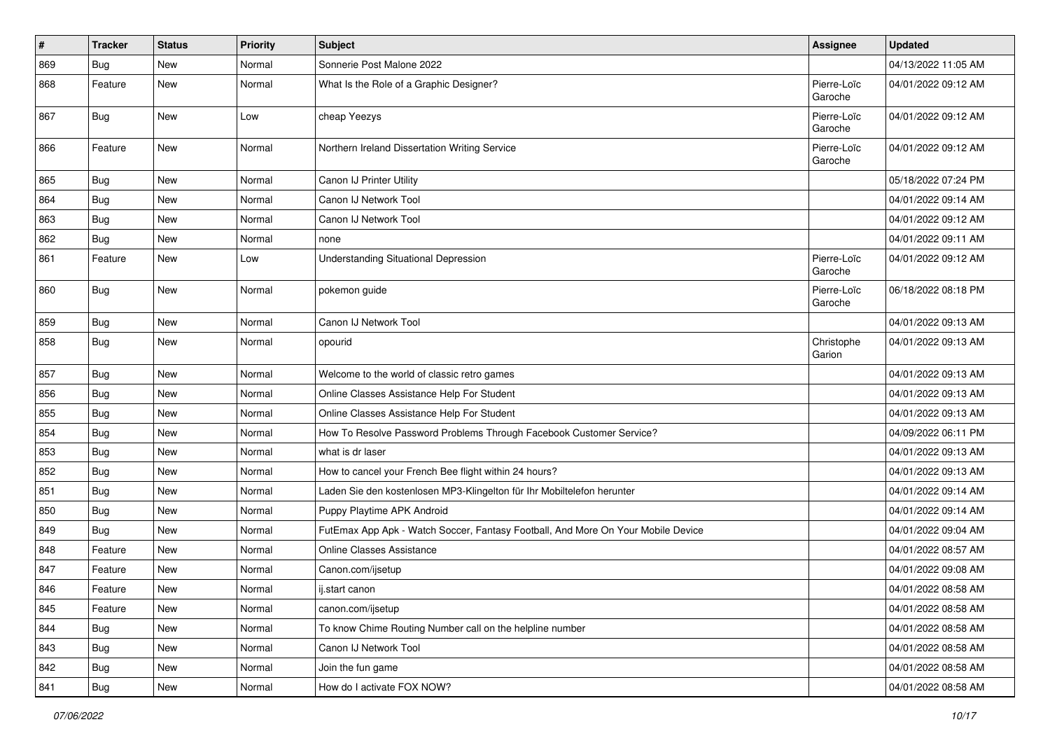| # | Tracker | Status | Priority | Subject | Assignee | Updated |
|---|---|---|---|---|---|---|
| 869 | Bug | New | Normal | Sonnerie Post Malone 2022 | | 04/13/2022 11:05 AM |
| 868 | Feature | New | Normal | What Is the Role of a Graphic Designer? | Pierre-Loïc Garoche | 04/01/2022 09:12 AM |
| 867 | Bug | New | Low | cheap Yeezys | Pierre-Loïc Garoche | 04/01/2022 09:12 AM |
| 866 | Feature | New | Normal | Northern Ireland Dissertation Writing Service | Pierre-Loïc Garoche | 04/01/2022 09:12 AM |
| 865 | Bug | New | Normal | Canon IJ Printer Utility | | 05/18/2022 07:24 PM |
| 864 | Bug | New | Normal | Canon IJ Network Tool | | 04/01/2022 09:14 AM |
| 863 | Bug | New | Normal | Canon IJ Network Tool | | 04/01/2022 09:12 AM |
| 862 | Bug | New | Normal | none | | 04/01/2022 09:11 AM |
| 861 | Feature | New | Low | Understanding Situational Depression | Pierre-Loïc Garoche | 04/01/2022 09:12 AM |
| 860 | Bug | New | Normal | pokemon guide | Pierre-Loïc Garoche | 06/18/2022 08:18 PM |
| 859 | Bug | New | Normal | Canon IJ Network Tool | | 04/01/2022 09:13 AM |
| 858 | Bug | New | Normal | opourid | Christophe Garion | 04/01/2022 09:13 AM |
| 857 | Bug | New | Normal | Welcome to the world of classic retro games | | 04/01/2022 09:13 AM |
| 856 | Bug | New | Normal | Online Classes Assistance Help For Student | | 04/01/2022 09:13 AM |
| 855 | Bug | New | Normal | Online Classes Assistance Help For Student | | 04/01/2022 09:13 AM |
| 854 | Bug | New | Normal | How To Resolve Password Problems Through Facebook Customer Service? | | 04/09/2022 06:11 PM |
| 853 | Bug | New | Normal | what is dr laser | | 04/01/2022 09:13 AM |
| 852 | Bug | New | Normal | How to cancel your French Bee flight within 24 hours? | | 04/01/2022 09:13 AM |
| 851 | Bug | New | Normal | Laden Sie den kostenlosen MP3-Klingelton für Ihr Mobiltelefon herunter | | 04/01/2022 09:14 AM |
| 850 | Bug | New | Normal | Puppy Playtime APK Android | | 04/01/2022 09:14 AM |
| 849 | Bug | New | Normal | FutEmax App Apk - Watch Soccer, Fantasy Football, And More On Your Mobile Device | | 04/01/2022 09:04 AM |
| 848 | Feature | New | Normal | Online Classes Assistance | | 04/01/2022 08:57 AM |
| 847 | Feature | New | Normal | Canon.com/ijsetup | | 04/01/2022 09:08 AM |
| 846 | Feature | New | Normal | ij.start canon | | 04/01/2022 08:58 AM |
| 845 | Feature | New | Normal | canon.com/ijsetup | | 04/01/2022 08:58 AM |
| 844 | Bug | New | Normal | To know Chime Routing Number call on the helpline number | | 04/01/2022 08:58 AM |
| 843 | Bug | New | Normal | Canon IJ Network Tool | | 04/01/2022 08:58 AM |
| 842 | Bug | New | Normal | Join the fun game | | 04/01/2022 08:58 AM |
| 841 | Bug | New | Normal | How do I activate FOX NOW? | | 04/01/2022 08:58 AM |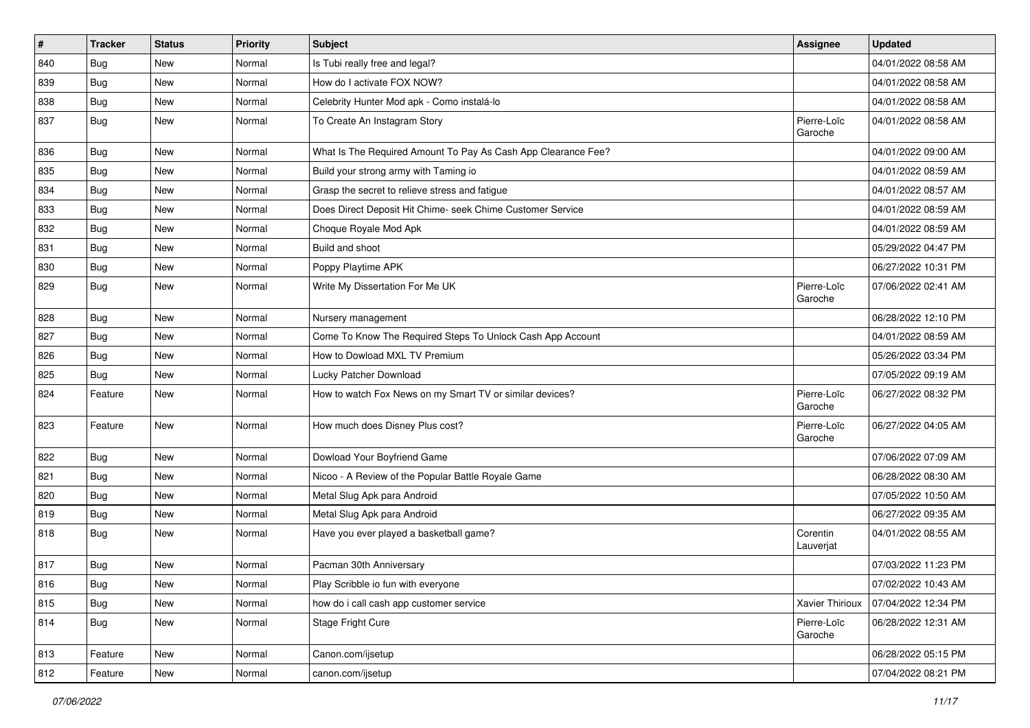| # | Tracker | Status | Priority | Subject | Assignee | Updated |
|---|---|---|---|---|---|---|
| 840 | Bug | New | Normal | Is Tubi really free and legal? | | 04/01/2022 08:58 AM |
| 839 | Bug | New | Normal | How do I activate FOX NOW? | | 04/01/2022 08:58 AM |
| 838 | Bug | New | Normal | Celebrity Hunter Mod apk - Como instalá-lo | | 04/01/2022 08:58 AM |
| 837 | Bug | New | Normal | To Create An Instagram Story | Pierre-Loïc Garoche | 04/01/2022 08:58 AM |
| 836 | Bug | New | Normal | What Is The Required Amount To Pay As Cash App Clearance Fee? | | 04/01/2022 09:00 AM |
| 835 | Bug | New | Normal | Build your strong army with Taming io | | 04/01/2022 08:59 AM |
| 834 | Bug | New | Normal | Grasp the secret to relieve stress and fatigue | | 04/01/2022 08:57 AM |
| 833 | Bug | New | Normal | Does Direct Deposit Hit Chime- seek Chime Customer Service | | 04/01/2022 08:59 AM |
| 832 | Bug | New | Normal | Choque Royale Mod Apk | | 04/01/2022 08:59 AM |
| 831 | Bug | New | Normal | Build and shoot | | 05/29/2022 04:47 PM |
| 830 | Bug | New | Normal | Poppy Playtime APK | | 06/27/2022 10:31 PM |
| 829 | Bug | New | Normal | Write My Dissertation For Me UK | Pierre-Loïc Garoche | 07/06/2022 02:41 AM |
| 828 | Bug | New | Normal | Nursery management | | 06/28/2022 12:10 PM |
| 827 | Bug | New | Normal | Come To Know The Required Steps To Unlock Cash App Account | | 04/01/2022 08:59 AM |
| 826 | Bug | New | Normal | How to Dowload MXL TV Premium | | 05/26/2022 03:34 PM |
| 825 | Bug | New | Normal | Lucky Patcher Download | | 07/05/2022 09:19 AM |
| 824 | Feature | New | Normal | How to watch Fox News on my Smart TV or similar devices? | Pierre-Loïc Garoche | 06/27/2022 08:32 PM |
| 823 | Feature | New | Normal | How much does Disney Plus cost? | Pierre-Loïc Garoche | 06/27/2022 04:05 AM |
| 822 | Bug | New | Normal | Dowload Your Boyfriend Game | | 07/06/2022 07:09 AM |
| 821 | Bug | New | Normal | Nicoo - A Review of the Popular Battle Royale Game | | 06/28/2022 08:30 AM |
| 820 | Bug | New | Normal | Metal Slug Apk para Android | | 07/05/2022 10:50 AM |
| 819 | Bug | New | Normal | Metal Slug Apk para Android | | 06/27/2022 09:35 AM |
| 818 | Bug | New | Normal | Have you ever played a basketball game? | Corentin Lauverjat | 04/01/2022 08:55 AM |
| 817 | Bug | New | Normal | Pacman 30th Anniversary | | 07/03/2022 11:23 PM |
| 816 | Bug | New | Normal | Play Scribble io fun with everyone | | 07/02/2022 10:43 AM |
| 815 | Bug | New | Normal | how do i call cash app customer service | Xavier Thirioux | 07/04/2022 12:34 PM |
| 814 | Bug | New | Normal | Stage Fright Cure | Pierre-Loïc Garoche | 06/28/2022 12:31 AM |
| 813 | Feature | New | Normal | Canon.com/ijsetup | | 06/28/2022 05:15 PM |
| 812 | Feature | New | Normal | canon.com/ijsetup | | 07/04/2022 08:21 PM |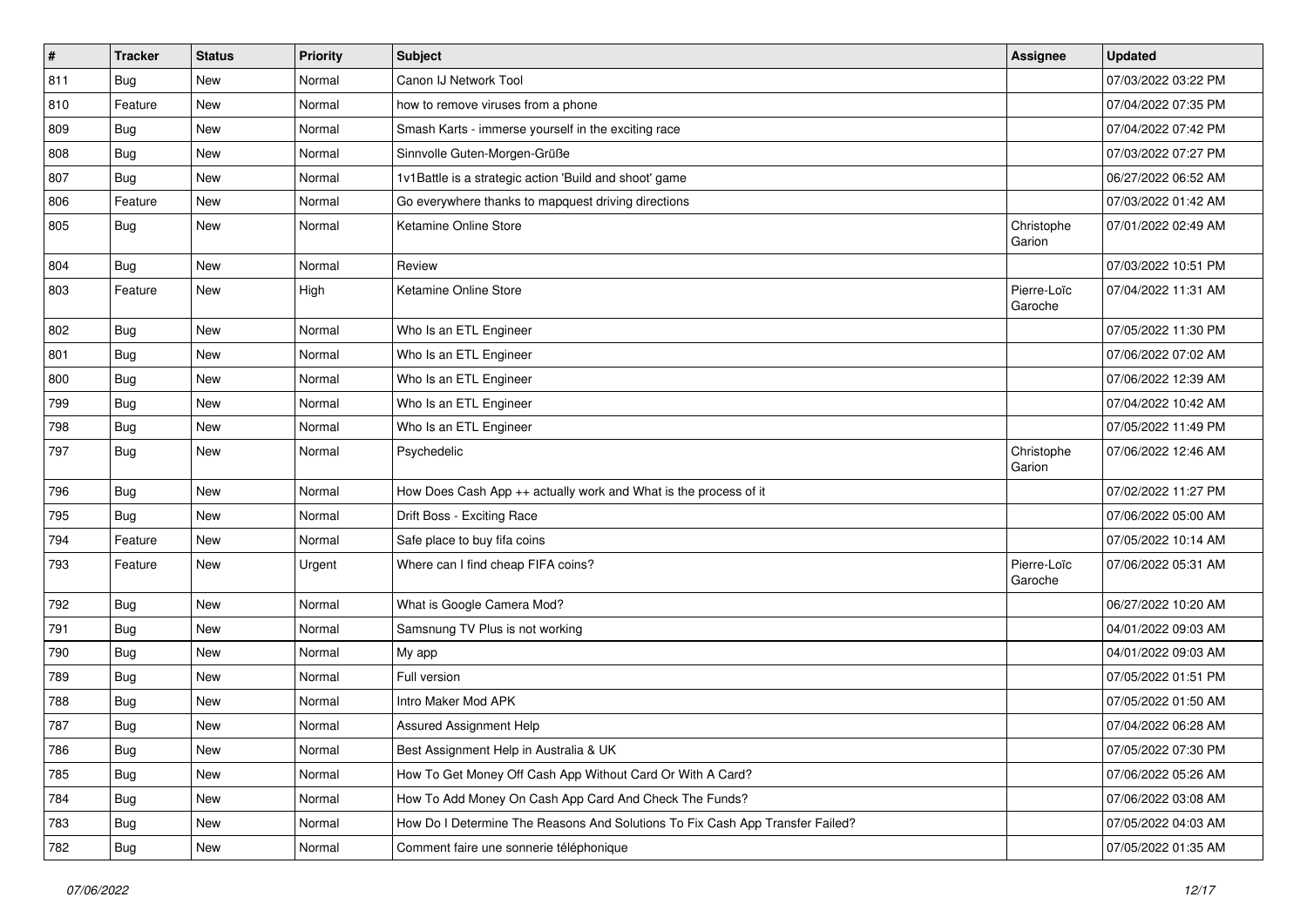| # | Tracker | Status | Priority | Subject | Assignee | Updated |
|---|---|---|---|---|---|---|
| 811 | Bug | New | Normal | Canon IJ Network Tool | | 07/03/2022 03:22 PM |
| 810 | Feature | New | Normal | how to remove viruses from a phone | | 07/04/2022 07:35 PM |
| 809 | Bug | New | Normal | Smash Karts - immerse yourself in the exciting race | | 07/04/2022 07:42 PM |
| 808 | Bug | New | Normal | Sinnvolle Guten-Morgen-Grüße | | 07/03/2022 07:27 PM |
| 807 | Bug | New | Normal | 1v1Battle is a strategic action 'Build and shoot' game | | 06/27/2022 06:52 AM |
| 806 | Feature | New | Normal | Go everywhere thanks to mapquest driving directions | | 07/03/2022 01:42 AM |
| 805 | Bug | New | Normal | Ketamine Online Store | Christophe Garion | 07/01/2022 02:49 AM |
| 804 | Bug | New | Normal | Review | | 07/03/2022 10:51 PM |
| 803 | Feature | New | High | Ketamine Online Store | Pierre-Loïc Garoche | 07/04/2022 11:31 AM |
| 802 | Bug | New | Normal | Who Is an ETL Engineer | | 07/05/2022 11:30 PM |
| 801 | Bug | New | Normal | Who Is an ETL Engineer | | 07/06/2022 07:02 AM |
| 800 | Bug | New | Normal | Who Is an ETL Engineer | | 07/06/2022 12:39 AM |
| 799 | Bug | New | Normal | Who Is an ETL Engineer | | 07/04/2022 10:42 AM |
| 798 | Bug | New | Normal | Who Is an ETL Engineer | | 07/05/2022 11:49 PM |
| 797 | Bug | New | Normal | Psychedelic | Christophe Garion | 07/06/2022 12:46 AM |
| 796 | Bug | New | Normal | How Does Cash App ++ actually work and What is the process of it | | 07/02/2022 11:27 PM |
| 795 | Bug | New | Normal | Drift Boss - Exciting Race | | 07/06/2022 05:00 AM |
| 794 | Feature | New | Normal | Safe place to buy fifa coins | | 07/05/2022 10:14 AM |
| 793 | Feature | New | Urgent | Where can I find cheap FIFA coins? | Pierre-Loïc Garoche | 07/06/2022 05:31 AM |
| 792 | Bug | New | Normal | What is Google Camera Mod? | | 06/27/2022 10:20 AM |
| 791 | Bug | New | Normal | Samsnung TV Plus is not working | | 04/01/2022 09:03 AM |
| 790 | Bug | New | Normal | My app | | 04/01/2022 09:03 AM |
| 789 | Bug | New | Normal | Full version | | 07/05/2022 01:51 PM |
| 788 | Bug | New | Normal | Intro Maker Mod APK | | 07/05/2022 01:50 AM |
| 787 | Bug | New | Normal | Assured Assignment Help | | 07/04/2022 06:28 AM |
| 786 | Bug | New | Normal | Best Assignment Help in Australia & UK | | 07/05/2022 07:30 PM |
| 785 | Bug | New | Normal | How To Get Money Off Cash App Without Card Or With A Card? | | 07/06/2022 05:26 AM |
| 784 | Bug | New | Normal | How To Add Money On Cash App Card And Check The Funds? | | 07/06/2022 03:08 AM |
| 783 | Bug | New | Normal | How Do I Determine The Reasons And Solutions To Fix Cash App Transfer Failed? | | 07/05/2022 04:03 AM |
| 782 | Bug | New | Normal | Comment faire une sonnerie téléphonique | | 07/05/2022 01:35 AM |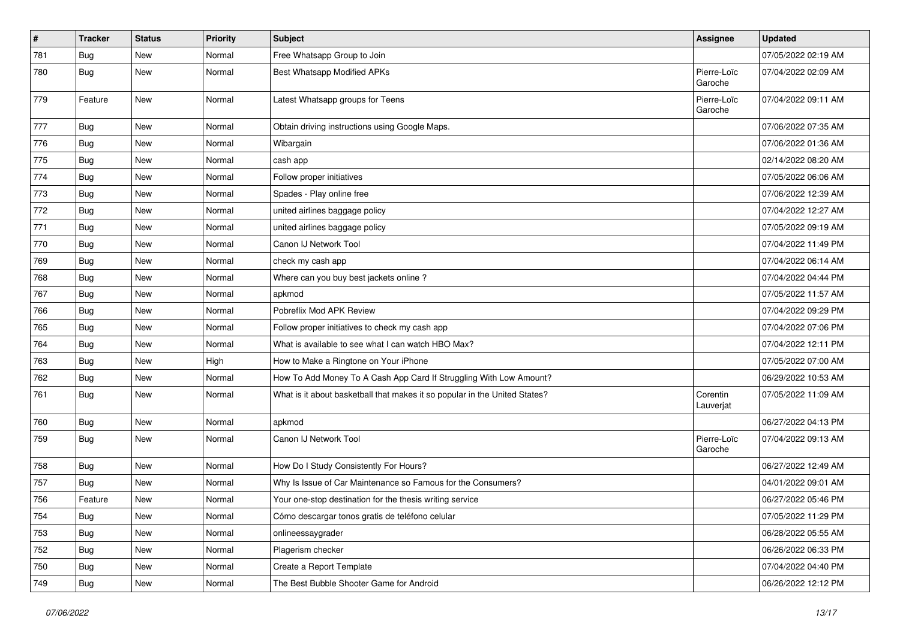| # | Tracker | Status | Priority | Subject | Assignee | Updated |
| --- | --- | --- | --- | --- | --- | --- |
| 781 | Bug | New | Normal | Free Whatsapp Group to Join | | 07/05/2022 02:19 AM |
| 780 | Bug | New | Normal | Best Whatsapp Modified APKs | Pierre-Loïc Garoche | 07/04/2022 02:09 AM |
| 779 | Feature | New | Normal | Latest Whatsapp groups for Teens | Pierre-Loïc Garoche | 07/04/2022 09:11 AM |
| 777 | Bug | New | Normal | Obtain driving instructions using Google Maps. | | 07/06/2022 07:35 AM |
| 776 | Bug | New | Normal | Wibargain | | 07/06/2022 01:36 AM |
| 775 | Bug | New | Normal | cash app | | 02/14/2022 08:20 AM |
| 774 | Bug | New | Normal | Follow proper initiatives | | 07/05/2022 06:06 AM |
| 773 | Bug | New | Normal | Spades - Play online free | | 07/06/2022 12:39 AM |
| 772 | Bug | New | Normal | united airlines baggage policy | | 07/04/2022 12:27 AM |
| 771 | Bug | New | Normal | united airlines baggage policy | | 07/05/2022 09:19 AM |
| 770 | Bug | New | Normal | Canon IJ Network Tool | | 07/04/2022 11:49 PM |
| 769 | Bug | New | Normal | check my cash app | | 07/04/2022 06:14 AM |
| 768 | Bug | New | Normal | Where can you buy best jackets online ? | | 07/04/2022 04:44 PM |
| 767 | Bug | New | Normal | apkmod | | 07/05/2022 11:57 AM |
| 766 | Bug | New | Normal | Pobreflix Mod APK Review | | 07/04/2022 09:29 PM |
| 765 | Bug | New | Normal | Follow proper initiatives to check my cash app | | 07/04/2022 07:06 PM |
| 764 | Bug | New | Normal | What is available to see what I can watch HBO Max? | | 07/04/2022 12:11 PM |
| 763 | Bug | New | High | How to Make a Ringtone on Your iPhone | | 07/05/2022 07:00 AM |
| 762 | Bug | New | Normal | How To Add Money To A Cash App Card If Struggling With Low Amount? | | 06/29/2022 10:53 AM |
| 761 | Bug | New | Normal | What is it about basketball that makes it so popular in the United States? | Corentin Lauverjat | 07/05/2022 11:09 AM |
| 760 | Bug | New | Normal | apkmod | | 06/27/2022 04:13 PM |
| 759 | Bug | New | Normal | Canon IJ Network Tool | Pierre-Loïc Garoche | 07/04/2022 09:13 AM |
| 758 | Bug | New | Normal | How Do I Study Consistently For Hours? | | 06/27/2022 12:49 AM |
| 757 | Bug | New | Normal | Why Is Issue of Car Maintenance so Famous for the Consumers? | | 04/01/2022 09:01 AM |
| 756 | Feature | New | Normal | Your one-stop destination for the thesis writing service | | 06/27/2022 05:46 PM |
| 754 | Bug | New | Normal | Cómo descargar tonos gratis de teléfono celular | | 07/05/2022 11:29 PM |
| 753 | Bug | New | Normal | onlineessaygrader | | 06/28/2022 05:55 AM |
| 752 | Bug | New | Normal | Plagerism checker | | 06/26/2022 06:33 PM |
| 750 | Bug | New | Normal | Create a Report Template | | 07/04/2022 04:40 PM |
| 749 | Bug | New | Normal | The Best Bubble Shooter Game for Android | | 06/26/2022 12:12 PM |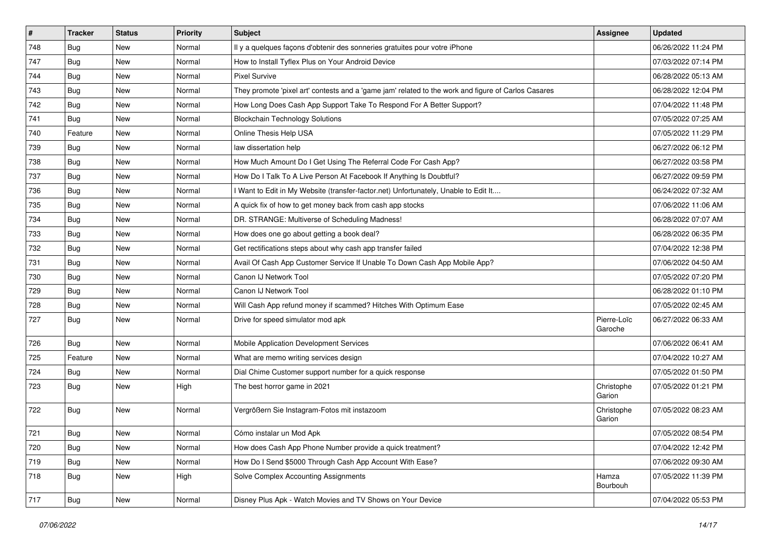| # | Tracker | Status | Priority | Subject | Assignee | Updated |
|---|---|---|---|---|---|---|
| 748 | Bug | New | Normal | Il y a quelques façons d'obtenir des sonneries gratuites pour votre iPhone | | 06/26/2022 11:24 PM |
| 747 | Bug | New | Normal | How to Install Tyflex Plus on Your Android Device | | 07/03/2022 07:14 PM |
| 744 | Bug | New | Normal | Pixel Survive | | 06/28/2022 05:13 AM |
| 743 | Bug | New | Normal | They promote 'pixel art' contests and a 'game jam' related to the work and figure of Carlos Casares | | 06/28/2022 12:04 PM |
| 742 | Bug | New | Normal | How Long Does Cash App Support Take To Respond For A Better Support? | | 07/04/2022 11:48 PM |
| 741 | Bug | New | Normal | Blockchain Technology Solutions | | 07/05/2022 07:25 AM |
| 740 | Feature | New | Normal | Online Thesis Help USA | | 07/05/2022 11:29 PM |
| 739 | Bug | New | Normal | law dissertation help | | 06/27/2022 06:12 PM |
| 738 | Bug | New | Normal | How Much Amount Do I Get Using The Referral Code For Cash App? | | 06/27/2022 03:58 PM |
| 737 | Bug | New | Normal | How Do I Talk To A Live Person At Facebook If Anything Is Doubtful? | | 06/27/2022 09:59 PM |
| 736 | Bug | New | Normal | I Want to Edit in My Website (transfer-factor.net) Unfortunately, Unable to Edit It.... | | 06/24/2022 07:32 AM |
| 735 | Bug | New | Normal | A quick fix of how to get money back from cash app stocks | | 07/06/2022 11:06 AM |
| 734 | Bug | New | Normal | DR. STRANGE: Multiverse of Scheduling Madness! | | 06/28/2022 07:07 AM |
| 733 | Bug | New | Normal | How does one go about getting a book deal? | | 06/28/2022 06:35 PM |
| 732 | Bug | New | Normal | Get rectifications steps about why cash app transfer failed | | 07/04/2022 12:38 PM |
| 731 | Bug | New | Normal | Avail Of Cash App Customer Service If Unable To Down Cash App Mobile App? | | 07/06/2022 04:50 AM |
| 730 | Bug | New | Normal | Canon IJ Network Tool | | 07/05/2022 07:20 PM |
| 729 | Bug | New | Normal | Canon IJ Network Tool | | 06/28/2022 01:10 PM |
| 728 | Bug | New | Normal | Will Cash App refund money if scammed? Hitches With Optimum Ease | | 07/05/2022 02:45 AM |
| 727 | Bug | New | Normal | Drive for speed simulator mod apk | Pierre-Loïc Garoche | 06/27/2022 06:33 AM |
| 726 | Bug | New | Normal | Mobile Application Development Services | | 07/06/2022 06:41 AM |
| 725 | Feature | New | Normal | What are memo writing services design | | 07/04/2022 10:27 AM |
| 724 | Bug | New | Normal | Dial Chime Customer support number for a quick response | | 07/05/2022 01:50 PM |
| 723 | Bug | New | High | The best horror game in 2021 | Christophe Garion | 07/05/2022 01:21 PM |
| 722 | Bug | New | Normal | Vergrößern Sie Instagram-Fotos mit instazoom | Christophe Garion | 07/05/2022 08:23 AM |
| 721 | Bug | New | Normal | Cómo instalar un Mod Apk | | 07/05/2022 08:54 PM |
| 720 | Bug | New | Normal | How does Cash App Phone Number provide a quick treatment? | | 07/04/2022 12:42 PM |
| 719 | Bug | New | Normal | How Do I Send $5000 Through Cash App Account With Ease? | | 07/06/2022 09:30 AM |
| 718 | Bug | New | High | Solve Complex Accounting Assignments | Hamza Bourbouh | 07/05/2022 11:39 PM |
| 717 | Bug | New | Normal | Disney Plus Apk - Watch Movies and TV Shows on Your Device | | 07/04/2022 05:53 PM |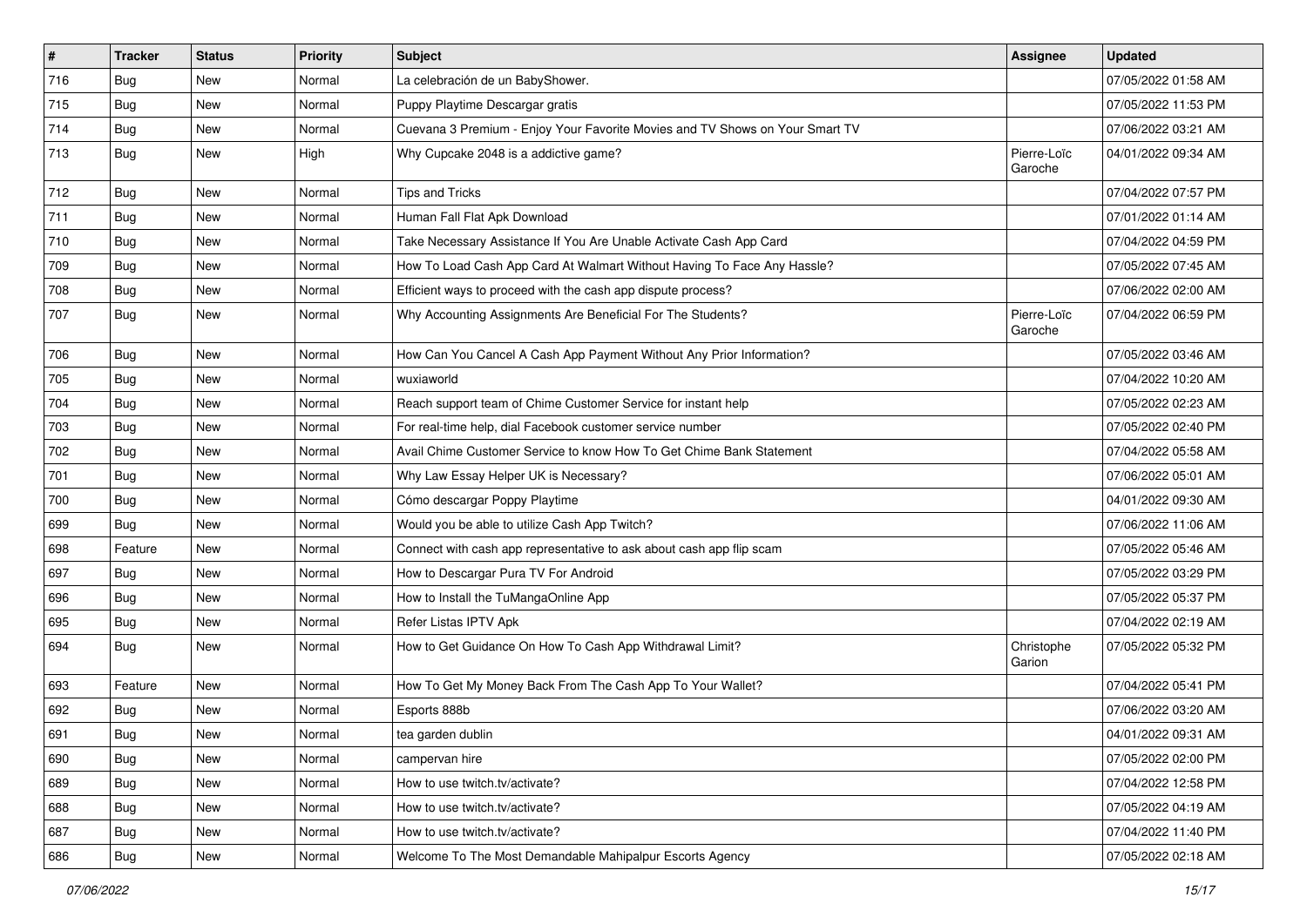| # | Tracker | Status | Priority | Subject | Assignee | Updated |
|---|---|---|---|---|---|---|
| 716 | Bug | New | Normal | La celebración de un BabyShower. | | 07/05/2022 01:58 AM |
| 715 | Bug | New | Normal | Puppy Playtime Descargar gratis | | 07/05/2022 11:53 PM |
| 714 | Bug | New | Normal | Cuevana 3 Premium - Enjoy Your Favorite Movies and TV Shows on Your Smart TV | | 07/06/2022 03:21 AM |
| 713 | Bug | New | High | Why Cupcake 2048 is a addictive game? | Pierre-Loïc Garoche | 04/01/2022 09:34 AM |
| 712 | Bug | New | Normal | Tips and Tricks | | 07/04/2022 07:57 PM |
| 711 | Bug | New | Normal | Human Fall Flat Apk Download | | 07/01/2022 01:14 AM |
| 710 | Bug | New | Normal | Take Necessary Assistance If You Are Unable Activate Cash App Card | | 07/04/2022 04:59 PM |
| 709 | Bug | New | Normal | How To Load Cash App Card At Walmart Without Having To Face Any Hassle? | | 07/05/2022 07:45 AM |
| 708 | Bug | New | Normal | Efficient ways to proceed with the cash app dispute process? | | 07/06/2022 02:00 AM |
| 707 | Bug | New | Normal | Why Accounting Assignments Are Beneficial For The Students? | Pierre-Loïc Garoche | 07/04/2022 06:59 PM |
| 706 | Bug | New | Normal | How Can You Cancel A Cash App Payment Without Any Prior Information? | | 07/05/2022 03:46 AM |
| 705 | Bug | New | Normal | wuxiaworld | | 07/04/2022 10:20 AM |
| 704 | Bug | New | Normal | Reach support team of Chime Customer Service for instant help | | 07/05/2022 02:23 AM |
| 703 | Bug | New | Normal | For real-time help, dial Facebook customer service number | | 07/05/2022 02:40 PM |
| 702 | Bug | New | Normal | Avail Chime Customer Service to know How To Get Chime Bank Statement | | 07/04/2022 05:58 AM |
| 701 | Bug | New | Normal | Why Law Essay Helper UK is Necessary? | | 07/06/2022 05:01 AM |
| 700 | Bug | New | Normal | Cómo descargar Poppy Playtime | | 04/01/2022 09:30 AM |
| 699 | Bug | New | Normal | Would you be able to utilize Cash App Twitch? | | 07/06/2022 11:06 AM |
| 698 | Feature | New | Normal | Connect with cash app representative to ask about cash app flip scam | | 07/05/2022 05:46 AM |
| 697 | Bug | New | Normal | How to Descargar Pura TV For Android | | 07/05/2022 03:29 PM |
| 696 | Bug | New | Normal | How to Install the TuMangaOnline App | | 07/05/2022 05:37 PM |
| 695 | Bug | New | Normal | Refer Listas IPTV Apk | | 07/04/2022 02:19 AM |
| 694 | Bug | New | Normal | How to Get Guidance On How To Cash App Withdrawal Limit? | Christophe Garion | 07/05/2022 05:32 PM |
| 693 | Feature | New | Normal | How To Get My Money Back From The Cash App To Your Wallet? | | 07/04/2022 05:41 PM |
| 692 | Bug | New | Normal | Esports 888b | | 07/06/2022 03:20 AM |
| 691 | Bug | New | Normal | tea garden dublin | | 04/01/2022 09:31 AM |
| 690 | Bug | New | Normal | campervan hire | | 07/05/2022 02:00 PM |
| 689 | Bug | New | Normal | How to use twitch.tv/activate? | | 07/04/2022 12:58 PM |
| 688 | Bug | New | Normal | How to use twitch.tv/activate? | | 07/05/2022 04:19 AM |
| 687 | Bug | New | Normal | How to use twitch.tv/activate? | | 07/04/2022 11:40 PM |
| 686 | Bug | New | Normal | Welcome To The Most Demandable Mahipalpur Escorts Agency | | 07/05/2022 02:18 AM |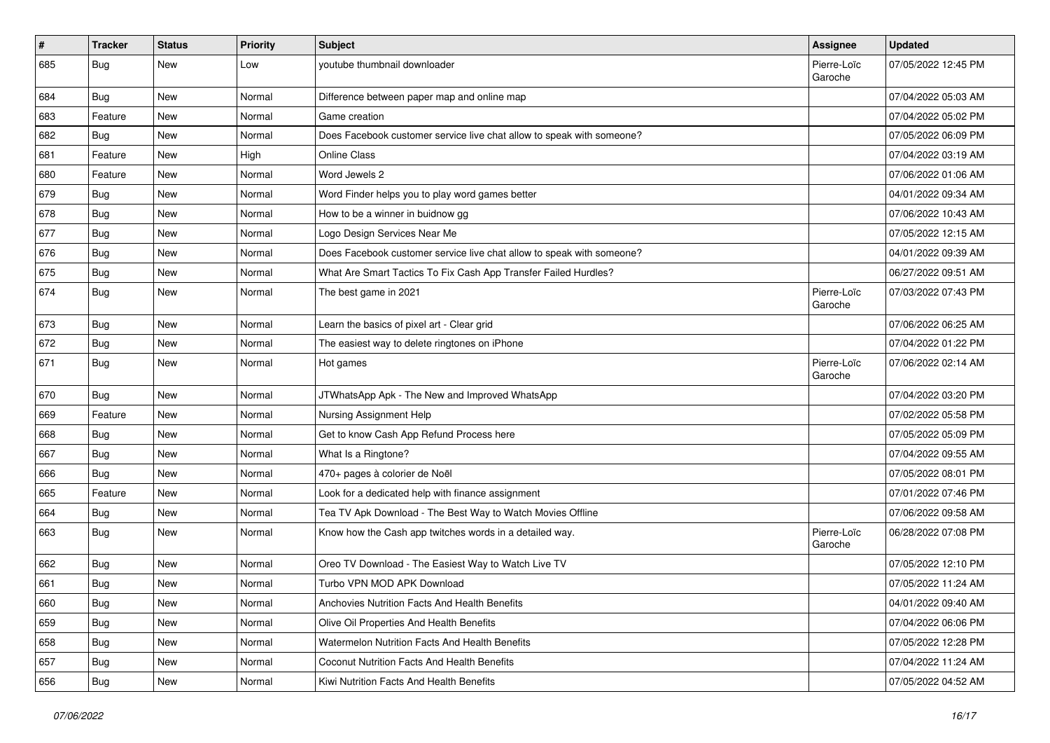| # | Tracker | Status | Priority | Subject | Assignee | Updated |
|---|---|---|---|---|---|---|
| 685 | Bug | New | Low | youtube thumbnail downloader | Pierre-Loïc Garoche | 07/05/2022 12:45 PM |
| 684 | Bug | New | Normal | Difference between paper map and online map | | 07/04/2022 05:03 AM |
| 683 | Feature | New | Normal | Game creation | | 07/04/2022 05:02 PM |
| 682 | Bug | New | Normal | Does Facebook customer service live chat allow to speak with someone? | | 07/05/2022 06:09 PM |
| 681 | Feature | New | High | Online Class | | 07/04/2022 03:19 AM |
| 680 | Feature | New | Normal | Word Jewels 2 | | 07/06/2022 01:06 AM |
| 679 | Bug | New | Normal | Word Finder helps you to play word games better | | 04/01/2022 09:34 AM |
| 678 | Bug | New | Normal | How to be a winner in buidnow gg | | 07/06/2022 10:43 AM |
| 677 | Bug | New | Normal | Logo Design Services Near Me | | 07/05/2022 12:15 AM |
| 676 | Bug | New | Normal | Does Facebook customer service live chat allow to speak with someone? | | 04/01/2022 09:39 AM |
| 675 | Bug | New | Normal | What Are Smart Tactics To Fix Cash App Transfer Failed Hurdles? | | 06/27/2022 09:51 AM |
| 674 | Bug | New | Normal | The best game in 2021 | Pierre-Loïc Garoche | 07/03/2022 07:43 PM |
| 673 | Bug | New | Normal | Learn the basics of pixel art - Clear grid | | 07/06/2022 06:25 AM |
| 672 | Bug | New | Normal | The easiest way to delete ringtones on iPhone | | 07/04/2022 01:22 PM |
| 671 | Bug | New | Normal | Hot games | Pierre-Loïc Garoche | 07/06/2022 02:14 AM |
| 670 | Bug | New | Normal | JTWhatsApp Apk - The New and Improved WhatsApp | | 07/04/2022 03:20 PM |
| 669 | Feature | New | Normal | Nursing Assignment Help | | 07/02/2022 05:58 PM |
| 668 | Bug | New | Normal | Get to know Cash App Refund Process here | | 07/05/2022 05:09 PM |
| 667 | Bug | New | Normal | What Is a Ringtone? | | 07/04/2022 09:55 AM |
| 666 | Bug | New | Normal | 470+ pages à colorier de Noël | | 07/05/2022 08:01 PM |
| 665 | Feature | New | Normal | Look for a dedicated help with finance assignment | | 07/01/2022 07:46 PM |
| 664 | Bug | New | Normal | Tea TV Apk Download - The Best Way to Watch Movies Offline | | 07/06/2022 09:58 AM |
| 663 | Bug | New | Normal | Know how the Cash app twitches words in a detailed way. | Pierre-Loïc Garoche | 06/28/2022 07:08 PM |
| 662 | Bug | New | Normal | Oreo TV Download - The Easiest Way to Watch Live TV | | 07/05/2022 12:10 PM |
| 661 | Bug | New | Normal | Turbo VPN MOD APK Download | | 07/05/2022 11:24 AM |
| 660 | Bug | New | Normal | Anchovies Nutrition Facts And Health Benefits | | 04/01/2022 09:40 AM |
| 659 | Bug | New | Normal | Olive Oil Properties And Health Benefits | | 07/04/2022 06:06 PM |
| 658 | Bug | New | Normal | Watermelon Nutrition Facts And Health Benefits | | 07/05/2022 12:28 PM |
| 657 | Bug | New | Normal | Coconut Nutrition Facts And Health Benefits | | 07/04/2022 11:24 AM |
| 656 | Bug | New | Normal | Kiwi Nutrition Facts And Health Benefits | | 07/05/2022 04:52 AM |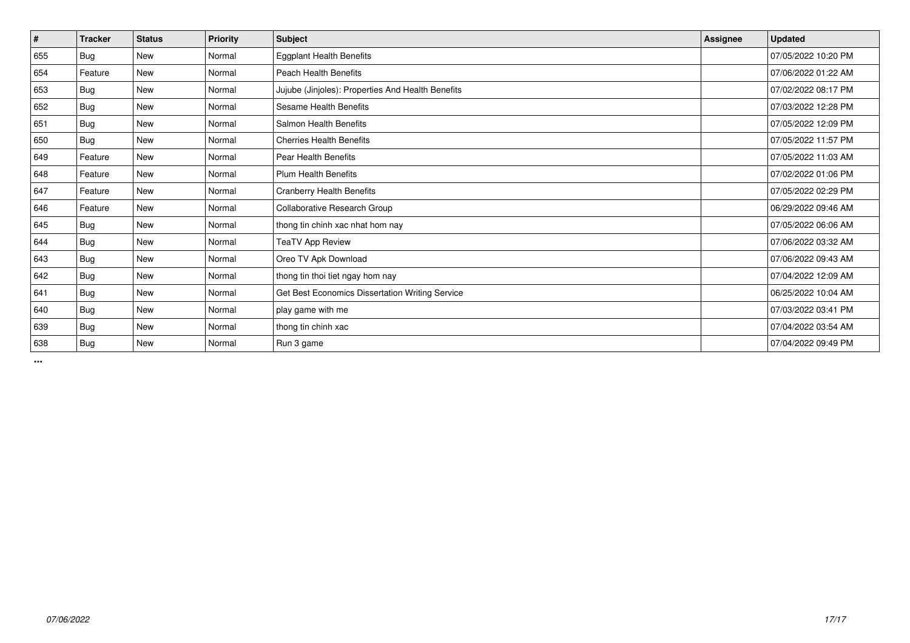| # | Tracker | Status | Priority | Subject | Assignee | Updated |
|---|---|---|---|---|---|---|
| 655 | Bug | New | Normal | Eggplant Health Benefits | | 07/05/2022 10:20 PM |
| 654 | Feature | New | Normal | Peach Health Benefits | | 07/06/2022 01:22 AM |
| 653 | Bug | New | Normal | Jujube (Jinjoles): Properties And Health Benefits | | 07/02/2022 08:17 PM |
| 652 | Bug | New | Normal | Sesame Health Benefits | | 07/03/2022 12:28 PM |
| 651 | Bug | New | Normal | Salmon Health Benefits | | 07/05/2022 12:09 PM |
| 650 | Bug | New | Normal | Cherries Health Benefits | | 07/05/2022 11:57 PM |
| 649 | Feature | New | Normal | Pear Health Benefits | | 07/05/2022 11:03 AM |
| 648 | Feature | New | Normal | Plum Health Benefits | | 07/02/2022 01:06 PM |
| 647 | Feature | New | Normal | Cranberry Health Benefits | | 07/05/2022 02:29 PM |
| 646 | Feature | New | Normal | Collaborative Research Group | | 06/29/2022 09:46 AM |
| 645 | Bug | New | Normal | thong tin chinh xac nhat hom nay | | 07/05/2022 06:06 AM |
| 644 | Bug | New | Normal | TeaTV App Review | | 07/06/2022 03:32 AM |
| 643 | Bug | New | Normal | Oreo TV Apk Download | | 07/06/2022 09:43 AM |
| 642 | Bug | New | Normal | thong tin thoi tiet ngay hom nay | | 07/04/2022 12:09 AM |
| 641 | Bug | New | Normal | Get Best Economics Dissertation Writing Service | | 06/25/2022 10:04 AM |
| 640 | Bug | New | Normal | play game with me | | 07/03/2022 03:41 PM |
| 639 | Bug | New | Normal | thong tin chinh xac | | 07/04/2022 03:54 AM |
| 638 | Bug | New | Normal | Run 3 game | | 07/04/2022 09:49 PM |

...